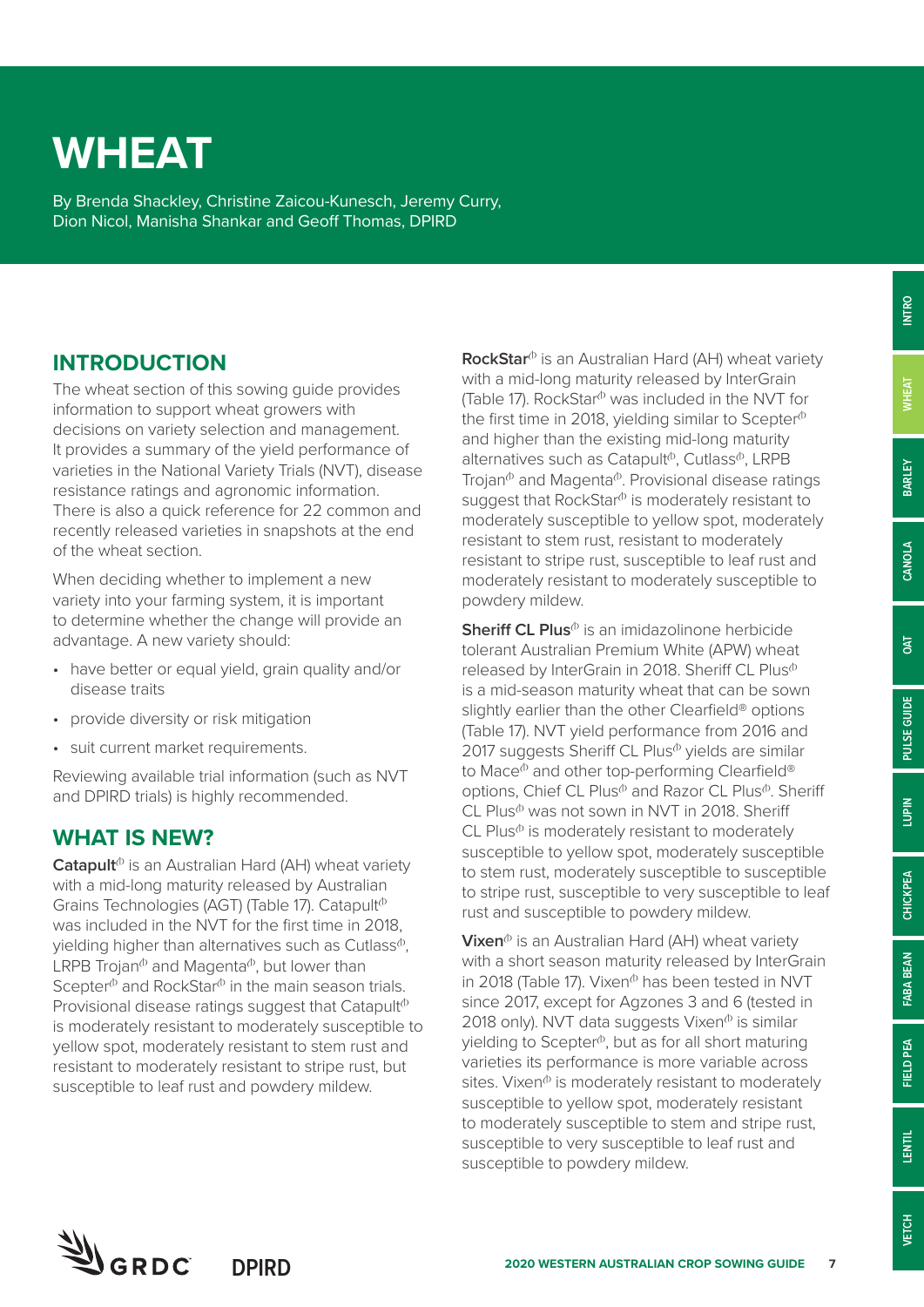# WHEAT

By Brenda Shackley, Christine Zaicou-Kunesch, Jeremy Curry, Dion Nicol, Manisha Shankar and Geoff Thomas, DPIRD

## INTRODUCTION

The wheat section of this sowing guide provides information to support wheat growers with decisions on variety selection and management. It provides a summary of the yield performance of varieties in the National Variety Trials (NVT), disease resistance ratings and agronomic information. There is also a quick reference for 22 common and recently released varieties in snapshots at the end of the wheat section.

When deciding whether to implement a new variety into your farming system, it is important to determine whether the change will provide an advantage. A new variety should:

- have better or equal yield, grain quality and/or disease traits
- provide diversity or risk mitigation
- suit current market requirements.

Reviewing available trial information (such as NVT and DPIRD trials) is highly recommended.

## WHAT IS NEW?

**Catapult**⍉ is an Australian Hard (AH) wheat variety with a mid-long maturity released by Australian Grains Technologies (AGT) (Table 17). Catapult⍉ was included in the NVT for the first time in 2018, yielding higher than alternatives such as Cutlass⍉, LRPB Trojan⍉ and Magenta⍉, but lower than Scepter⍉ and RockStar⍉ in the main season trials. Provisional disease ratings suggest that Catapult⍉ is moderately resistant to moderately susceptible to yellow spot, moderately resistant to stem rust and resistant to moderately resistant to stripe rust, but susceptible to leaf rust and powdery mildew.

**RockStar**⍉ is an Australian Hard (AH) wheat variety with a mid-long maturity released by InterGrain (Table 17). RockStar⍉ was included in the NVT for the first time in 2018, yielding similar to Scepter⍉ and higher than the existing mid-long maturity alternatives such as Catapult⍉, Cutlass⍉, LRPB Trojan⍉ and Magenta⍉. Provisional disease ratings suggest that RockStar⍉ is moderately resistant to moderately susceptible to yellow spot, moderately resistant to stem rust, resistant to moderately resistant to stripe rust, susceptible to leaf rust and moderately resistant to moderately susceptible to powdery mildew.

**Sheriff CL Plus**⍉ is an imidazolinone herbicide tolerant Australian Premium White (APW) wheat released by InterGrain in 2018. Sheriff CL Plus⍉ is a mid-season maturity wheat that can be sown slightly earlier than the other Clearfield® options (Table 17). NVT yield performance from 2016 and 2017 suggests Sheriff CL Plus⍉ yields are similar to Mace⍉ and other top-performing Clearfield® options, Chief CL Plus⍉ and Razor CL Plus⍉. Sheriff CL Plus⍉ was not sown in NVT in 2018. Sheriff CL Plus⍉ is moderately resistant to moderately susceptible to yellow spot, moderately susceptible to stem rust, moderately susceptible to susceptible to stripe rust, susceptible to very susceptible to leaf rust and susceptible to powdery mildew.

**Vixen**⍉ is an Australian Hard (AH) wheat variety with a short season maturity released by InterGrain in 2018 (Table 17). Vixen⍉ has been tested in NVT since 2017, except for Agzones 3 and 6 (tested in 2018 only). NVT data suggests Vixen⍉ is similar yielding to Scepter⍉, but as for all short maturing varieties its performance is more variable across sites. Vixen⍉ is moderately resistant to moderately susceptible to yellow spot, moderately resistant to moderately susceptible to stem and stripe rust, susceptible to very susceptible to leaf rust and susceptible to powdery mildew.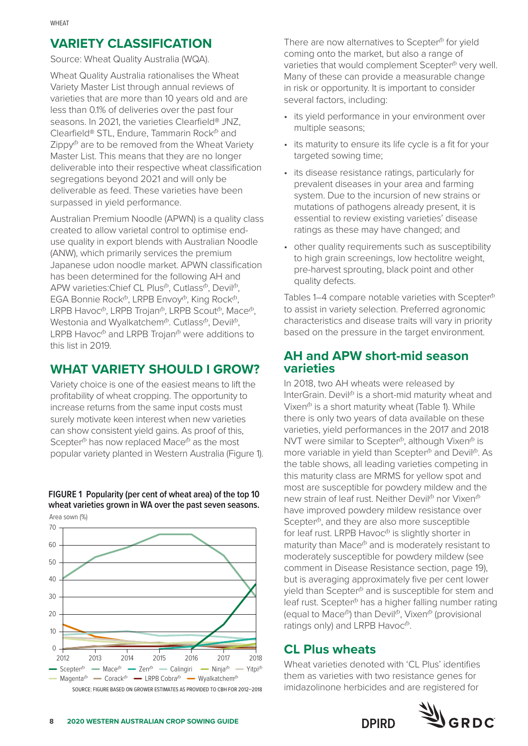## VARIETY CLASSIFICATION

Source: Wheat Quality Australia (WQA).

Wheat Quality Australia rationalises the Wheat Variety Master List through annual reviews of varieties that are more than 10 years old and are less than 0.1% of deliveries over the past four seasons. In 2021, the varieties Clearfield® JNZ, Clearfield® STL, Endure, Tammarin Rock⁽ᵈ⁾ and Zippy⁽ᵈ⁾ are to be removed from the Wheat Variety Master List. This means that they are no longer deliverable into their respective wheat classification segregations beyond 2021 and will only be deliverable as feed. These varieties have been surpassed in yield performance.

Australian Premium Noodle (APWN) is a quality class created to allow varietal control to optimise end-use quality in export blends with Australian Noodle (ANW), which primarily services the premium Japanese udon noodle market. APWN classification has been determined for the following AH and APW varieties:Chief CL Plus⁽ᵈ⁾, Cutlass⁽ᵈ⁾, Devil⁽ᵈ⁾, EGA Bonnie Rock⁽ᵈ⁾, LRPB Envoy⁽ᵈ⁾, King Rock⁽ᵈ⁾, LRPB Havoc⁽ᵈ⁾, LRPB Trojan⁽ᵈ⁾, LRPB Scout⁽ᵈ⁾, Mace⁽ᵈ⁾, Westonia and Wyalkatchem⁽ᵈ⁾. Cutlass⁽ᵈ⁾, Devil⁽ᵈ⁾, LRPB Havoc⁽ᵈ⁾ and LRPB Trojan⁽ᵈ⁾ were additions to this list in 2019.

## WHAT VARIETY SHOULD I GROW?

Variety choice is one of the easiest means to lift the profitability of wheat cropping. The opportunity to increase returns from the same input costs must surely motivate keen interest when new varieties can show consistent yield gains. As proof of this, Scepter⁽ᵈ⁾ has now replaced Mace⁽ᵈ⁾ as the most popular variety planted in Western Australia (Figure 1).

**FIGURE 1 Popularity (per cent of wheat area) of the top 10 wheat varieties grown in WA over the past seven seasons.**

SOURCE: FIGURE BASED ON GROWER ESTIMATES AS PROVIDED TO CBH FOR 2012–2018

There are now alternatives to Scepter⁽ᵈ⁾ for yield coming onto the market, but also a range of varieties that would complement Scepter⁽ᵈ⁾ very well. Many of these can provide a measurable change in risk or opportunity. It is important to consider several factors, including:

- its yield performance in your environment over multiple seasons;
- its maturity to ensure its life cycle is a fit for your targeted sowing time;
- its disease resistance ratings, particularly for prevalent diseases in your area and farming system. Due to the incursion of new strains or mutations of pathogens already present, it is essential to review existing varieties' disease ratings as these may have changed; and
- other quality requirements such as susceptibility to high grain screenings, low hectolitre weight, pre-harvest sprouting, black point and other quality defects.

Tables 1–4 compare notable varieties with Scepter⁽ᵈ⁾ to assist in variety selection. Preferred agronomic characteristics and disease traits will vary in priority based on the pressure in the target environment.

### AH and APW short-mid season varieties

In 2018, two AH wheats were released by InterGrain. Devil⁽ᵈ⁾ is a short-mid maturity wheat and Vixen⁽ᵈ⁾ is a short maturity wheat (Table 1). While there is only two years of data available on these varieties, yield performances in the 2017 and 2018 NVT were similar to Scepter⁽ᵈ⁾, although Vixen⁽ᵈ⁾ is more variable in yield than Scepter⁽ᵈ⁾ and Devil⁽ᵈ⁾. As the table shows, all leading varieties competing in this maturity class are MRMS for yellow spot and most are susceptible for powdery mildew and the new strain of leaf rust. Neither Devil⁽ᵈ⁾ nor Vixen⁽ᵈ⁾ have improved powdery mildew resistance over Scepter⁽ᵈ⁾, and they are also more susceptible for leaf rust. LRPB Havoc⁽ᵈ⁾ is slightly shorter in maturity than Mace⁽ᵈ⁾ and is moderately resistant to moderately susceptible for powdery mildew (see comment in Disease Resistance section, page 19), but is averaging approximately five per cent lower yield than Scepter⁽ᵈ⁾ and is susceptible for stem and leaf rust. Scepter⁽ᵈ⁾ has a higher falling number rating (equal to Mace⁽ᵈ⁾) than Devil⁽ᵈ⁾, Vixen⁽ᵈ⁾ (provisional ratings only) and LRPB Havoc⁽ᵈ⁾.

### CL Plus wheats

Wheat varieties denoted with 'CL Plus' identifies them as varieties with two resistance genes for imidazolinone herbicides and are registered for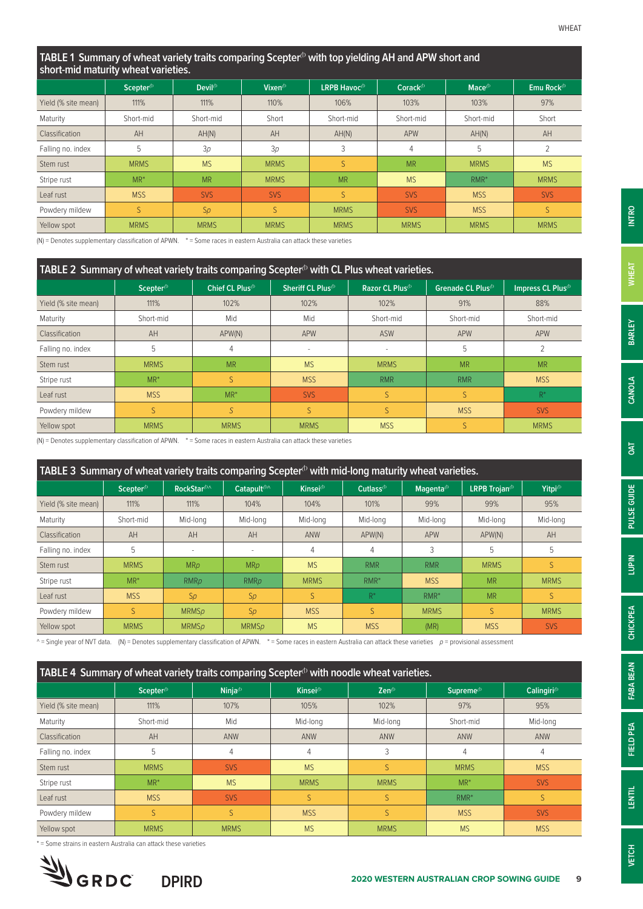## TABLE 1 Summary of wheat variety traits comparing Scepter⁽ᵈ⁾ with top yielding AH and APW short and short-mid maturity wheat varieties.

| | Scepter | Devil | Vixen | LRPB Havoc | Corack | Mace | Emu Rock |
|---|---|---|---|---|---|---|---|
| Yield (% site mean) | 111% | 111% | 110% | 106% | 103% | 103% | 97% |
| Maturity | Short-mid | Short-mid | Short | Short-mid | Short-mid | Short-mid | Short |
| Classification | AH | AH(N) | AH | AH(N) | APW | AH(N) | AH |
| Falling no. index | 5 | 3*p* | 3*p* | 3 | 4 | 5 | 2 |
| Stem rust | MRMS | MS | MRMS | S | MR | MRMS | MS |
| Stripe rust | MR* | MR | MRMS | MR | MS | RMR* | MRMS |
| Leaf rust | MSS | SVS | SVS | S | SVS | MSS | SVS |
| Powdery mildew | S | S*p* | S | MRMS | SVS | MSS | S |
| Yellow spot | MRMS | MRMS | MRMS | MRMS | MRMS | MRMS | MRMS |

(N) = Denotes supplementary classification of APWN. * = Some races in eastern Australia can attack these varieties

## TABLE 2 Summary of wheat variety traits comparing Scepter with CL Plus wheat varieties.

| | Scepter | Chief CL Plus | Sheriff CL Plus | Razor CL Plus | Grenade CL Plus | Impress CL Plus |
|---|---|---|---|---|---|---|
| Yield (% site mean) | 111% | 102% | 102% | 102% | 91% | 88% |
| Maturity | Short-mid | Mid | Mid | Short-mid | Short-mid | Short-mid |
| Classification | AH | APW(N) | APW | ASW | APW | APW |
| Falling no. index | 5 | 4 | - | - | 5 | 2 |
| Stem rust | MRMS | MR | MS | MRMS | MR | MR |
| Stripe rust | MR* | S | MSS | RMR | RMR | MSS |
| Leaf rust | MSS | MR* | SVS | S | S | R* |
| Powdery mildew | S | S | S | S | MSS | SVS |
| Yellow spot | MRMS | MRMS | MRMS | MSS | S | MRMS |

(N) = Denotes supplementary classification of APWN. * = Some races in eastern Australia can attack these varieties

## TABLE 3 Summary of wheat variety traits comparing Scepter with mid-long maturity wheat varieties.

| | Scepter | RockStar^ | Catapult^ | Kinsei | Cutlass | Magenta | LRPB Trojan | Yitpi |
|---|---|---|---|---|---|---|---|---|
| Yield (% site mean) | 111% | 111% | 104% | 104% | 101% | 99% | 99% | 95% |
| Maturity | Short-mid | Mid-long | Mid-long | Mid-long | Mid-long | Mid-long | Mid-long | Mid-long |
| Classification | AH | AH | AH | ANW | APW(N) | APW | APW(N) | AH |
| Falling no. index | 5 | - | - | 4 | 4 | 3 | 5 | 5 |
| Stem rust | MRMS | MR*p* | MR*p* | MS | RMR | RMR | MRMS | S |
| Stripe rust | MR* | RMR*p* | RMR*p* | MRMS | RMR* | MSS | MR | MRMS |
| Leaf rust | MSS | S*p* | S*p* | S | R* | RMR* | MR | S |
| Powdery mildew | S | MRMS*p* | S*p* | MSS | S | MRMS | S | MRMS |
| Yellow spot | MRMS | MRMS*p* | MRMS*p* | MS | MSS | (MR) | MSS | SVS |

^ = Single year of NVT data. (N) = Denotes supplementary classification of APWN. * = Some races in eastern Australia can attack these varieties *p* = provisional assessment

## TABLE 4 Summary of wheat variety traits comparing Scepter with noodle wheat varieties.

| | Scepter | Ninja | Kinsei | Zen | Supreme | Calingiri |
|---|---|---|---|---|---|---|
| Yield (% site mean) | 111% | 107% | 105% | 102% | 97% | 95% |
| Maturity | Short-mid | Mid | Mid-long | Mid-long | Short-mid | Mid-long |
| Classification | AH | ANW | ANW | ANW | ANW | ANW |
| Falling no. index | 5 | 4 | 4 | 3 | 4 | 4 |
| Stem rust | MRMS | SVS | MS | S | MRMS | MSS |
| Stripe rust | MR* | MS | MRMS | MRMS | MR* | SVS |
| Leaf rust | MSS | SVS | S | S | RMR* | S |
| Powdery mildew | S | S | MSS | S | MSS | SVS |
| Yellow spot | MRMS | MRMS | MS | MRMS | MS | MSS |

* = Some strains in eastern Australia can attack these varieties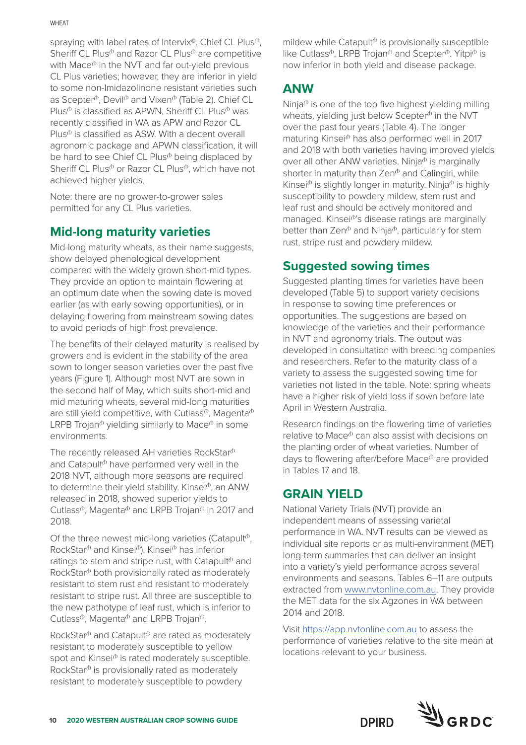spraying with label rates of Intervix®. Chief CL Plus⊕, Sheriff CL Plus⊕ and Razor CL Plus⊕ are competitive with Mace⊕ in the NVT and far out-yield previous CL Plus varieties; however, they are inferior in yield to some non-Imidazolinone resistant varieties such as Scepter⊕, Devil⊕ and Vixen⊕ (Table 2). Chief CL Plus⊕ is classified as APWN, Sheriff CL Plus⊕ was recently classified in WA as APW and Razor CL Plus⊕ is classified as ASW. With a decent overall agronomic package and APWN classification, it will be hard to see Chief CL Plus⊕ being displaced by Sheriff CL Plus⊕ or Razor CL Plus⊕, which have not achieved higher yields.

Note: there are no grower-to-grower sales permitted for any CL Plus varieties.

## Mid-long maturity varieties

Mid-long maturity wheats, as their name suggests, show delayed phenological development compared with the widely grown short-mid types. They provide an option to maintain flowering at an optimum date when the sowing date is moved earlier (as with early sowing opportunities), or in delaying flowering from mainstream sowing dates to avoid periods of high frost prevalence.

The benefits of their delayed maturity is realised by growers and is evident in the stability of the area sown to longer season varieties over the past five years (Figure 1). Although most NVT are sown in the second half of May, which suits short-mid and mid maturing wheats, several mid-long maturities are still yield competitive, with Cutlass⊕, Magenta⊕ LRPB Trojan⊕ yielding similarly to Mace⊕ in some environments.

The recently released AH varieties RockStar⊕ and Catapult⊕ have performed very well in the 2018 NVT, although more seasons are required to determine their yield stability. Kinsei⊕, an ANW released in 2018, showed superior yields to Cutlass⊕, Magenta⊕ and LRPB Trojan⊕ in 2017 and 2018.

Of the three newest mid-long varieties (Catapult⊕, RockStar⊕ and Kinsei⊕), Kinsei⊕ has inferior ratings to stem and stripe rust, with Catapult⊕ and RockStar⊕ both provisionally rated as moderately resistant to stem rust and resistant to moderately resistant to stripe rust. All three are susceptible to the new pathotype of leaf rust, which is inferior to Cutlass⊕, Magenta⊕ and LRPB Trojan⊕.

RockStar⊕ and Catapult⊕ are rated as moderately resistant to moderately susceptible to yellow spot and Kinsei⊕ is rated moderately susceptible. RockStar⊕ is provisionally rated as moderately resistant to moderately susceptible to powdery mildew while Catapult⊕ is provisionally susceptible like Cutlass⊕, LRPB Trojan⊕ and Scepter⊕. Yitpi⊕ is now inferior in both yield and disease package.

## ANW

Ninja⊕ is one of the top five highest yielding milling wheats, yielding just below Scepter⊕ in the NVT over the past four years (Table 4). The longer maturing Kinsei⊕ has also performed well in 2017 and 2018 with both varieties having improved yields over all other ANW varieties. Ninja⊕ is marginally shorter in maturity than Zen⊕ and Calingiri, while Kinsei⊕ is slightly longer in maturity. Ninja⊕ is highly susceptibility to powdery mildew, stem rust and leaf rust and should be actively monitored and managed. Kinsei⊕'s disease ratings are marginally better than Zen⊕ and Ninja⊕, particularly for stem rust, stripe rust and powdery mildew.

## Suggested sowing times

Suggested planting times for varieties have been developed (Table 5) to support variety decisions in response to sowing time preferences or opportunities. The suggestions are based on knowledge of the varieties and their performance in NVT and agronomy trials. The output was developed in consultation with breeding companies and researchers. Refer to the maturity class of a variety to assess the suggested sowing time for varieties not listed in the table. Note: spring wheats have a higher risk of yield loss if sown before late April in Western Australia.

Research findings on the flowering time of varieties relative to Mace⊕ can also assist with decisions on the planting order of wheat varieties. Number of days to flowering after/before Mace⊕ are provided in Tables 17 and 18.

## GRAIN YIELD

National Variety Trials (NVT) provide an independent means of assessing varietal performance in WA. NVT results can be viewed as individual site reports or as multi-environment (MET) long-term summaries that can deliver an insight into a variety's yield performance across several environments and seasons. Tables 6–11 are outputs extracted from www.nvtonline.com.au. They provide the MET data for the six Agzones in WA between 2014 and 2018.

Visit https://app.nvtonline.com.au to assess the performance of varieties relative to the site mean at locations relevant to your business.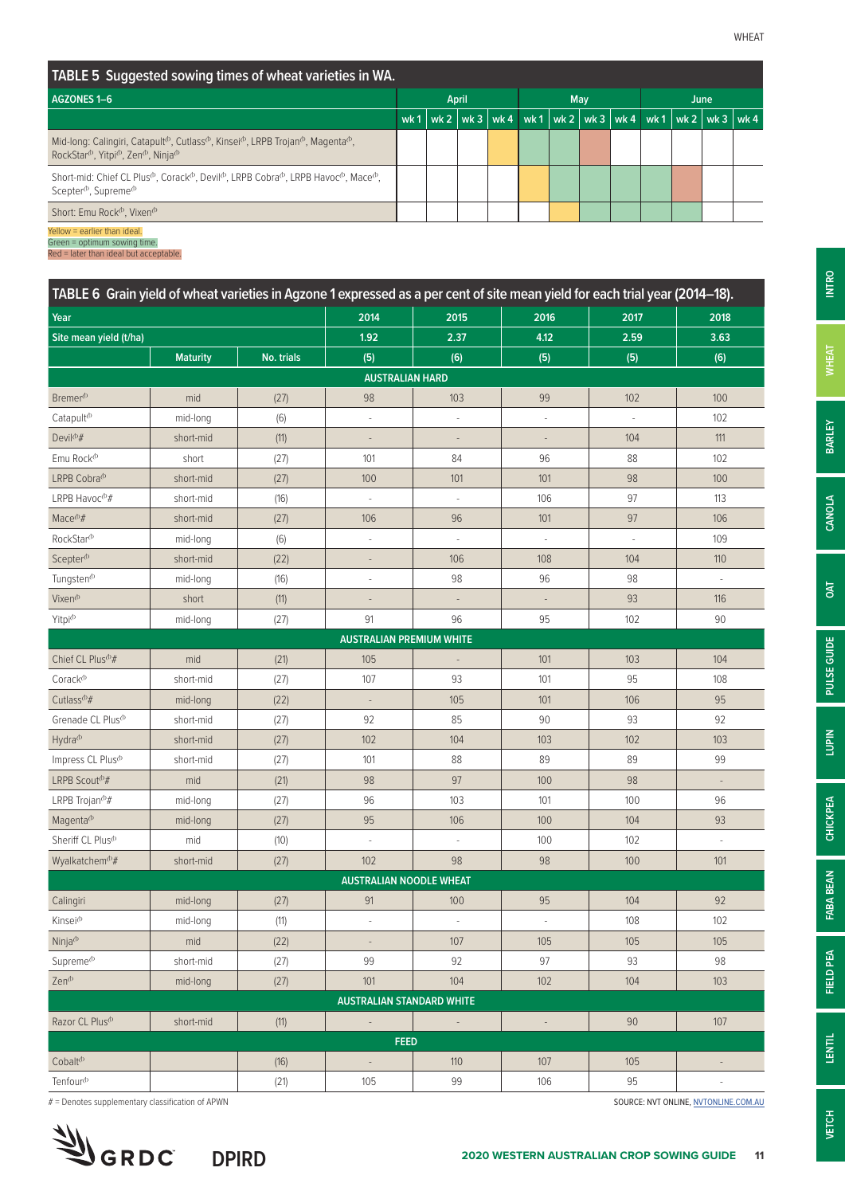## TABLE 5 Suggested sowing times of wheat varieties in WA.

| AGZONES 1–6 | April wk 1 | April wk 2 | April wk 3 | April wk 4 | May wk 1 | May wk 2 | May wk 3 | May wk 4 | June wk 1 | June wk 2 | June wk 3 | June wk 4 |
|---|---|---|---|---|---|---|---|---|---|---|---|---|
| Mid-long: Calingiri, CatapultⓅ, CutlassⓅ, KinseiⓅ, LRPB TrojanⓅ, MagentaⓅ, RockStarⓅ, YitpiⓅ, ZenⓅ, NinjaⓅ | | | | Yellow | Green | Green | Red | | | | | |
| Short-mid: Chief CL PlusⓅ, CorackⓅ, DevilⓅ, LRPB CobraⓅ, LRPB HavocⓅ, MaceⓅ, ScepterⓅ, SupremeⓅ | | | | | Yellow | Green | Green | Green | Green | Red | | |
| Short: Emu RockⓅ, VixenⓅ | | | | | | Yellow | Green | Green | Green | Green | | |

Yellow = earlier than ideal.
Green = optimum sowing time.
Red = later than ideal but acceptable.

## TABLE 6 Grain yield of wheat varieties in Agzone 1 expressed as a per cent of site mean yield for each trial year (2014–18).

| Year | | | 2014 | 2015 | 2016 | 2017 | 2018 |
|---|---|---|---|---|---|---|---|
| Site mean yield (t/ha) | | | 1.92 | 2.37 | 4.12 | 2.59 | 3.63 |
| | Maturity | No. trials | (5) | (6) | (5) | (5) | (6) |
| **AUSTRALIAN HARD** | | | | | | | |
| BremerⓅ | mid | (27) | 98 | 103 | 99 | 102 | 100 |
| CatapultⓅ | mid-long | (6) | - | - | - | - | 102 |
| DevilⓅ# | short-mid | (11) | - | - | - | 104 | 111 |
| Emu RockⓅ | short | (27) | 101 | 84 | 96 | 88 | 102 |
| LRPB CobraⓅ | short-mid | (27) | 100 | 101 | 101 | 98 | 100 |
| LRPB HavocⓅ# | short-mid | (16) | - | - | 106 | 97 | 113 |
| MaceⓅ# | short-mid | (27) | 106 | 96 | 101 | 97 | 106 |
| RockStarⓅ | mid-long | (6) | - | - | - | - | 109 |
| ScepterⓅ | short-mid | (22) | - | 106 | 108 | 104 | 110 |
| TungstenⓅ | mid-long | (16) | - | 98 | 96 | 98 | - |
| VixenⓅ | short | (11) | - | - | - | 93 | 116 |
| YitpiⓅ | mid-long | (27) | 91 | 96 | 95 | 102 | 90 |
| **AUSTRALIAN PREMIUM WHITE** | | | | | | | |
| Chief CL PlusⓅ# | mid | (21) | 105 | - | 101 | 103 | 104 |
| CorackⓅ | short-mid | (27) | 107 | 93 | 101 | 95 | 108 |
| CutlassⓅ# | mid-long | (22) | - | 105 | 101 | 106 | 95 |
| Grenade CL PlusⓅ | short-mid | (27) | 92 | 85 | 90 | 93 | 92 |
| HydraⓅ | short-mid | (27) | 102 | 104 | 103 | 102 | 103 |
| Impress CL PlusⓅ | short-mid | (27) | 101 | 88 | 89 | 89 | 99 |
| LRPB ScoutⓅ# | mid | (21) | 98 | 97 | 100 | 98 | - |
| LRPB TrojanⓅ# | mid-long | (27) | 96 | 103 | 101 | 100 | 96 |
| MagentaⓅ | mid-long | (27) | 95 | 106 | 100 | 104 | 93 |
| Sheriff CL PlusⓅ | mid | (10) | - | - | 100 | 102 | - |
| WyalkatchemⓅ# | short-mid | (27) | 102 | 98 | 98 | 100 | 101 |
| **AUSTRALIAN NOODLE WHEAT** | | | | | | | |
| Calingiri | mid-long | (27) | 91 | 100 | 95 | 104 | 92 |
| KinseiⓅ | mid-long | (11) | - | - | - | 108 | 102 |
| NinjaⓅ | mid | (22) | - | 107 | 105 | 105 | 105 |
| SupremeⓅ | short-mid | (27) | 99 | 92 | 97 | 93 | 98 |
| ZenⓅ | mid-long | (27) | 101 | 104 | 102 | 104 | 103 |
| **AUSTRALIAN STANDARD WHITE** | | | | | | | |
| Razor CL PlusⓅ | short-mid | (11) | - | - | - | 90 | 107 |
| **FEED** | | | | | | | |
| CobaltⓅ | | (16) | - | 110 | 107 | 105 | - |
| TenfourⓅ | | (21) | 105 | 99 | 106 | 95 | - |

# = Denotes supplementary classification of APWN

SOURCE: NVT ONLINE, NVTONLINE.COM.AU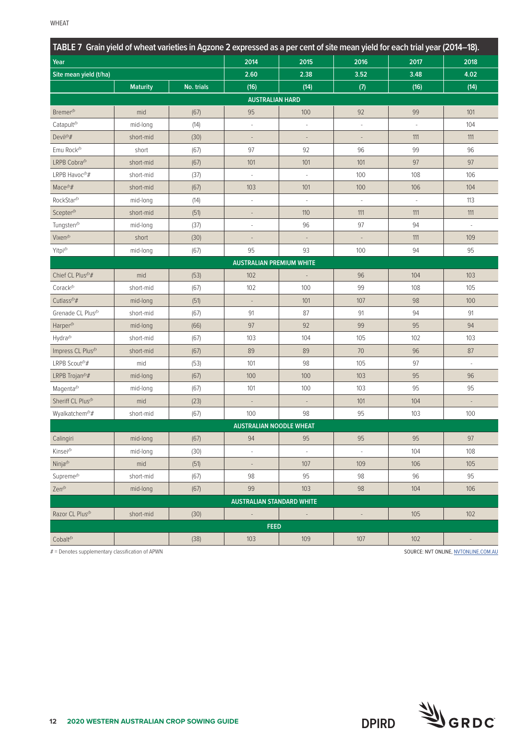**TABLE 7 Grain yield of wheat varieties in Agzone 2 expressed as a per cent of site mean yield for each trial year (2014–18).**

| Year | | | 2014 | 2015 | 2016 | 2017 | 2018 |
|---|---|---|---|---|---|---|---|
| Site mean yield (t/ha) | | | 2.60 | 2.38 | 3.52 | 3.48 | 4.02 |
| | Maturity | No. trials | (16) | (14) | (7) | (16) | (14) |
| **AUSTRALIAN HARD** | | | | | | | |
| Bremer⁽ᵖ⁾ | mid | (67) | 95 | 100 | 92 | 99 | 101 |
| Catapult⁽ᵖ⁾ | mid-long | (14) | - | - | - | - | 104 |
| Devil⁽ᵖ⁾# | short-mid | (30) | - | - | - | 111 | 111 |
| Emu Rock⁽ᵖ⁾ | short | (67) | 97 | 92 | 96 | 99 | 96 |
| LRPB Cobra⁽ᵖ⁾ | short-mid | (67) | 101 | 101 | 101 | 97 | 97 |
| LRPB Havoc⁽ᵖ⁾# | short-mid | (37) | - | - | 100 | 108 | 106 |
| Mace⁽ᵖ⁾# | short-mid | (67) | 103 | 101 | 100 | 106 | 104 |
| RockStar⁽ᵖ⁾ | mid-long | (14) | - | - | - | - | 113 |
| Scepter⁽ᵖ⁾ | short-mid | (51) | - | 110 | 111 | 111 | 111 |
| Tungsten⁽ᵖ⁾ | mid-long | (37) | - | 96 | 97 | 94 | - |
| Vixen⁽ᵖ⁾ | short | (30) | - | - | - | 111 | 109 |
| Yitpi⁽ᵖ⁾ | mid-long | (67) | 95 | 93 | 100 | 94 | 95 |
| **AUSTRALIAN PREMIUM WHITE** | | | | | | | |
| Chief CL Plus⁽ᵖ⁾# | mid | (53) | 102 | - | 96 | 104 | 103 |
| Corack⁽ᵖ⁾ | short-mid | (67) | 102 | 100 | 99 | 108 | 105 |
| Cutlass⁽ᵖ⁾# | mid-long | (51) | - | 101 | 107 | 98 | 100 |
| Grenade CL Plus⁽ᵖ⁾ | short-mid | (67) | 91 | 87 | 91 | 94 | 91 |
| Harper⁽ᵖ⁾ | mid-long | (66) | 97 | 92 | 99 | 95 | 94 |
| Hydra⁽ᵖ⁾ | short-mid | (67) | 103 | 104 | 105 | 102 | 103 |
| Impress CL Plus⁽ᵖ⁾ | short-mid | (67) | 89 | 89 | 70 | 96 | 87 |
| LRPB Scout⁽ᵖ⁾# | mid | (53) | 101 | 98 | 105 | 97 | - |
| LRPB Trojan⁽ᵖ⁾# | mid-long | (67) | 100 | 100 | 103 | 95 | 96 |
| Magenta⁽ᵖ⁾ | mid-long | (67) | 101 | 100 | 103 | 95 | 95 |
| Sheriff CL Plus⁽ᵖ⁾ | mid | (23) | - | - | 101 | 104 | - |
| Wyalkatchem⁽ᵖ⁾# | short-mid | (67) | 100 | 98 | 95 | 103 | 100 |
| **AUSTRALIAN NOODLE WHEAT** | | | | | | | |
| Calingiri | mid-long | (67) | 94 | 95 | 95 | 95 | 97 |
| Kinsei⁽ᵖ⁾ | mid-long | (30) | - | - | - | 104 | 108 |
| Ninja⁽ᵖ⁾ | mid | (51) | - | 107 | 109 | 106 | 105 |
| Supreme⁽ᵖ⁾ | short-mid | (67) | 98 | 95 | 98 | 96 | 95 |
| Zen⁽ᵖ⁾ | mid-long | (67) | 99 | 103 | 98 | 104 | 106 |
| **AUSTRALIAN STANDARD WHITE** | | | | | | | |
| Razor CL Plus⁽ᵖ⁾ | short-mid | (30) | - | - | - | 105 | 102 |
| **FEED** | | | | | | | |
| Cobalt⁽ᵖ⁾ | | (38) | 103 | 109 | 107 | 102 | - |

# = Denotes supplementary classification of APWN

SOURCE: NVT ONLINE, NVTONLINE.COM.AU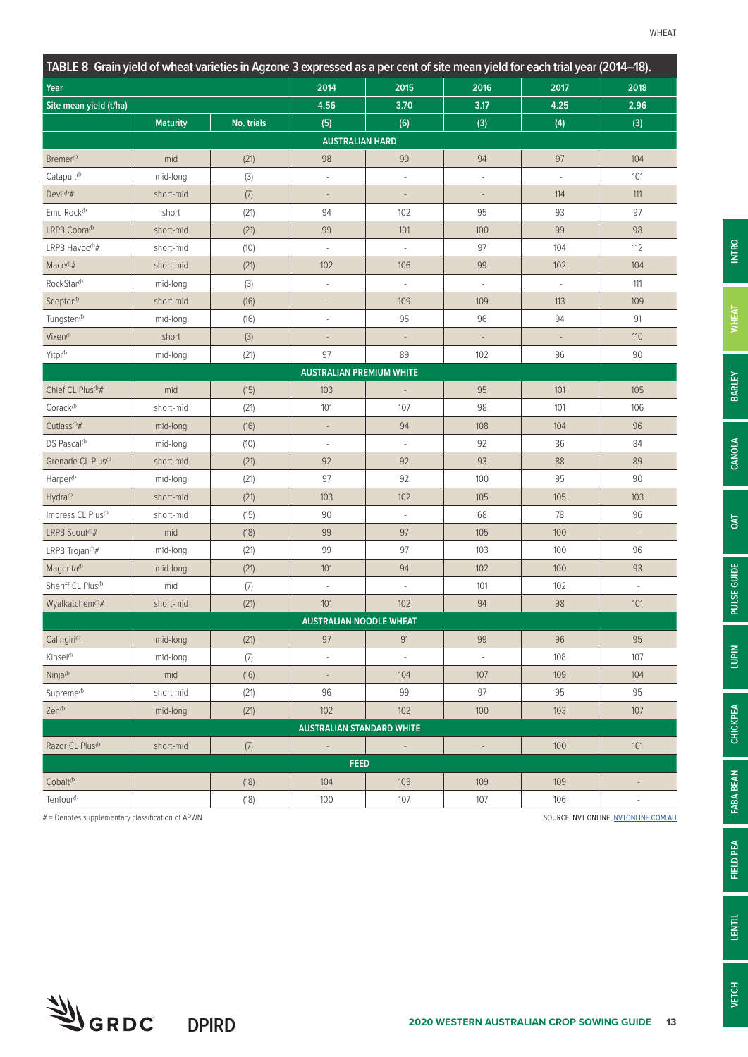## TABLE 8 Grain yield of wheat varieties in Agzone 3 expressed as a per cent of site mean yield for each trial year (2014–18).

| Year | | | 2014 | 2015 | 2016 | 2017 | 2018 |
|---|---|---|---|---|---|---|---|
| Site mean yield (t/ha) | | | 4.56 | 3.70 | 3.17 | 4.25 | 2.96 |
| | Maturity | No. trials | (5) | (6) | (3) | (4) | (3) |
| **AUSTRALIAN HARD** | | | | | | | |
| Bremer⁽ᵇ⁾ | mid | (21) | 98 | 99 | 94 | 97 | 104 |
| Catapult⁽ᵇ⁾ | mid-long | (3) | - | - | - | - | 101 |
| Devil⁽ᵇ⁾# | short-mid | (7) | - | - | - | 114 | 111 |
| Emu Rock⁽ᵇ⁾ | short | (21) | 94 | 102 | 95 | 93 | 97 |
| LRPB Cobra⁽ᵇ⁾ | short-mid | (21) | 99 | 101 | 100 | 99 | 98 |
| LRPB Havoc⁽ᵇ⁾# | short-mid | (10) | - | - | 97 | 104 | 112 |
| Mace⁽ᵇ⁾# | short-mid | (21) | 102 | 106 | 99 | 102 | 104 |
| RockStar⁽ᵇ⁾ | mid-long | (3) | - | - | - | - | 111 |
| Scepter⁽ᵇ⁾ | short-mid | (16) | - | 109 | 109 | 113 | 109 |
| Tungsten⁽ᵇ⁾ | mid-long | (16) | - | 95 | 96 | 94 | 91 |
| Vixen⁽ᵇ⁾ | short | (3) | - | - | - | - | 110 |
| Yitpi⁽ᵇ⁾ | mid-long | (21) | 97 | 89 | 102 | 96 | 90 |
| **AUSTRALIAN PREMIUM WHITE** | | | | | | | |
| Chief CL Plus⁽ᵇ⁾# | mid | (15) | 103 | - | 95 | 101 | 105 |
| Corack⁽ᵇ⁾ | short-mid | (21) | 101 | 107 | 98 | 101 | 106 |
| Cutlass⁽ᵇ⁾# | mid-long | (16) | - | 94 | 108 | 104 | 96 |
| DS Pascal⁽ᵇ⁾ | mid-long | (10) | - | - | 92 | 86 | 84 |
| Grenade CL Plus⁽ᵇ⁾ | short-mid | (21) | 92 | 92 | 93 | 88 | 89 |
| Harper⁽ᵇ⁾ | mid-long | (21) | 97 | 92 | 100 | 95 | 90 |
| Hydra⁽ᵇ⁾ | short-mid | (21) | 103 | 102 | 105 | 105 | 103 |
| Impress CL Plus⁽ᵇ⁾ | short-mid | (15) | 90 | - | 68 | 78 | 96 |
| LRPB Scout⁽ᵇ⁾# | mid | (18) | 99 | 97 | 105 | 100 | - |
| LRPB Trojan⁽ᵇ⁾# | mid-long | (21) | 99 | 97 | 103 | 100 | 96 |
| Magenta⁽ᵇ⁾ | mid-long | (21) | 101 | 94 | 102 | 100 | 93 |
| Sheriff CL Plus⁽ᵇ⁾ | mid | (7) | - | - | 101 | 102 | - |
| Wyalkatchem⁽ᵇ⁾# | short-mid | (21) | 101 | 102 | 94 | 98 | 101 |
| **AUSTRALIAN NOODLE WHEAT** | | | | | | | |
| Calingiri⁽ᵇ⁾ | mid-long | (21) | 97 | 91 | 99 | 96 | 95 |
| Kinsei⁽ᵇ⁾ | mid-long | (7) | - | - | - | 108 | 107 |
| Ninja⁽ᵇ⁾ | mid | (16) | - | 104 | 107 | 109 | 104 |
| Supreme⁽ᵇ⁾ | short-mid | (21) | 96 | 99 | 97 | 95 | 95 |
| Zen⁽ᵇ⁾ | mid-long | (21) | 102 | 102 | 100 | 103 | 107 |
| **AUSTRALIAN STANDARD WHITE** | | | | | | | |
| Razor CL Plus⁽ᵇ⁾ | short-mid | (7) | - | - | - | 100 | 101 |
| **FEED** | | | | | | | |
| Cobalt⁽ᵇ⁾ | | (18) | 104 | 103 | 109 | 109 | - |
| Tenfour⁽ᵇ⁾ | | (18) | 100 | 107 | 107 | 106 | - |

# = Denotes supplementary classification of APWN

SOURCE: NVT ONLINE, NVTONLINE.COM.AU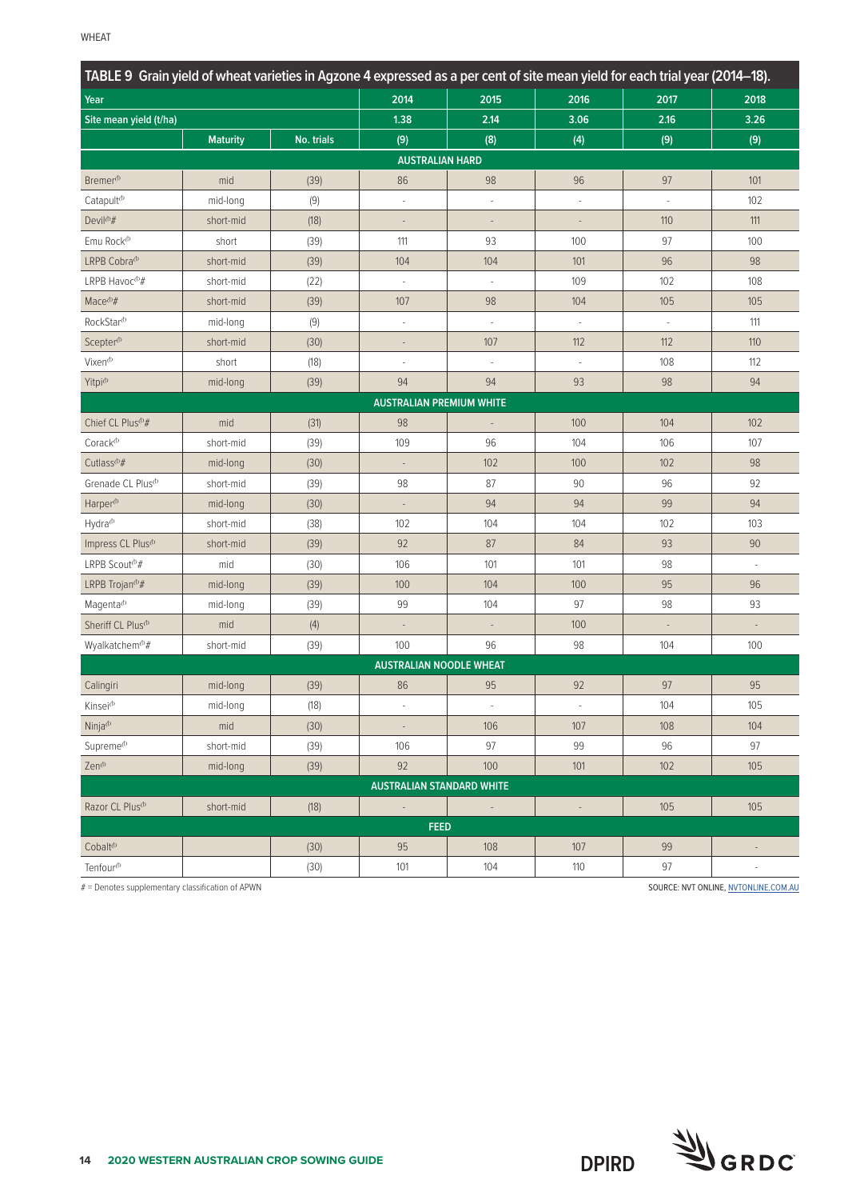TABLE 9 Grain yield of wheat varieties in Agzone 4 expressed as a per cent of site mean yield for each trial year (2014–18).

| Year | | | 2014 | 2015 | 2016 | 2017 | 2018 |
|---|---|---|---|---|---|---|---|
| Site mean yield (t/ha) | | | 1.38 | 2.14 | 3.06 | 2.16 | 3.26 |
| | Maturity | No. trials | (9) | (8) | (4) | (9) | (9) |
| **AUSTRALIAN HARD** | | | | | | | |
| Bremer⦹ | mid | (39) | 86 | 98 | 96 | 97 | 101 |
| Catapult⦹ | mid-long | (9) | - | - | - | - | 102 |
| Devil⦹# | short-mid | (18) | - | - | - | 110 | 111 |
| Emu Rock⦹ | short | (39) | 111 | 93 | 100 | 97 | 100 |
| LRPB Cobra⦹ | short-mid | (39) | 104 | 104 | 101 | 96 | 98 |
| LRPB Havoc⦹# | short-mid | (22) | - | - | 109 | 102 | 108 |
| Mace⦹# | short-mid | (39) | 107 | 98 | 104 | 105 | 105 |
| RockStar⦹ | mid-long | (9) | - | - | - | - | 111 |
| Scepter⦹ | short-mid | (30) | - | 107 | 112 | 112 | 110 |
| Vixen⦹ | short | (18) | - | - | - | 108 | 112 |
| Yitpi⦹ | mid-long | (39) | 94 | 94 | 93 | 98 | 94 |
| **AUSTRALIAN PREMIUM WHITE** | | | | | | | |
| Chief CL Plus⦹# | mid | (31) | 98 | - | 100 | 104 | 102 |
| Corack⦹ | short-mid | (39) | 109 | 96 | 104 | 106 | 107 |
| Cutlass⦹# | mid-long | (30) | - | 102 | 100 | 102 | 98 |
| Grenade CL Plus⦹ | short-mid | (39) | 98 | 87 | 90 | 96 | 92 |
| Harper⦹ | mid-long | (30) | - | 94 | 94 | 99 | 94 |
| Hydra⦹ | short-mid | (38) | 102 | 104 | 104 | 102 | 103 |
| Impress CL Plus⦹ | short-mid | (39) | 92 | 87 | 84 | 93 | 90 |
| LRPB Scout⦹# | mid | (30) | 106 | 101 | 101 | 98 | - |
| LRPB Trojan⦹# | mid-long | (39) | 100 | 104 | 100 | 95 | 96 |
| Magenta⦹ | mid-long | (39) | 99 | 104 | 97 | 98 | 93 |
| Sheriff CL Plus⦹ | mid | (4) | - | - | 100 | - | - |
| Wyalkatchem⦹# | short-mid | (39) | 100 | 96 | 98 | 104 | 100 |
| **AUSTRALIAN NOODLE WHEAT** | | | | | | | |
| Calingiri | mid-long | (39) | 86 | 95 | 92 | 97 | 95 |
| Kinsei⦹ | mid-long | (18) | - | - | - | 104 | 105 |
| Ninja⦹ | mid | (30) | - | 106 | 107 | 108 | 104 |
| Supreme⦹ | short-mid | (39) | 106 | 97 | 99 | 96 | 97 |
| Zen⦹ | mid-long | (39) | 92 | 100 | 101 | 102 | 105 |
| **AUSTRALIAN STANDARD WHITE** | | | | | | | |
| Razor CL Plus⦹ | short-mid | (18) | - | - | - | 105 | 105 |
| **FEED** | | | | | | | |
| Cobalt⦹ | | (30) | 95 | 108 | 107 | 99 | - |
| Tenfour⦹ | | (30) | 101 | 104 | 110 | 97 | - |

# = Denotes supplementary classification of APWN

SOURCE: NVT ONLINE, NVTONLINE.COM.AU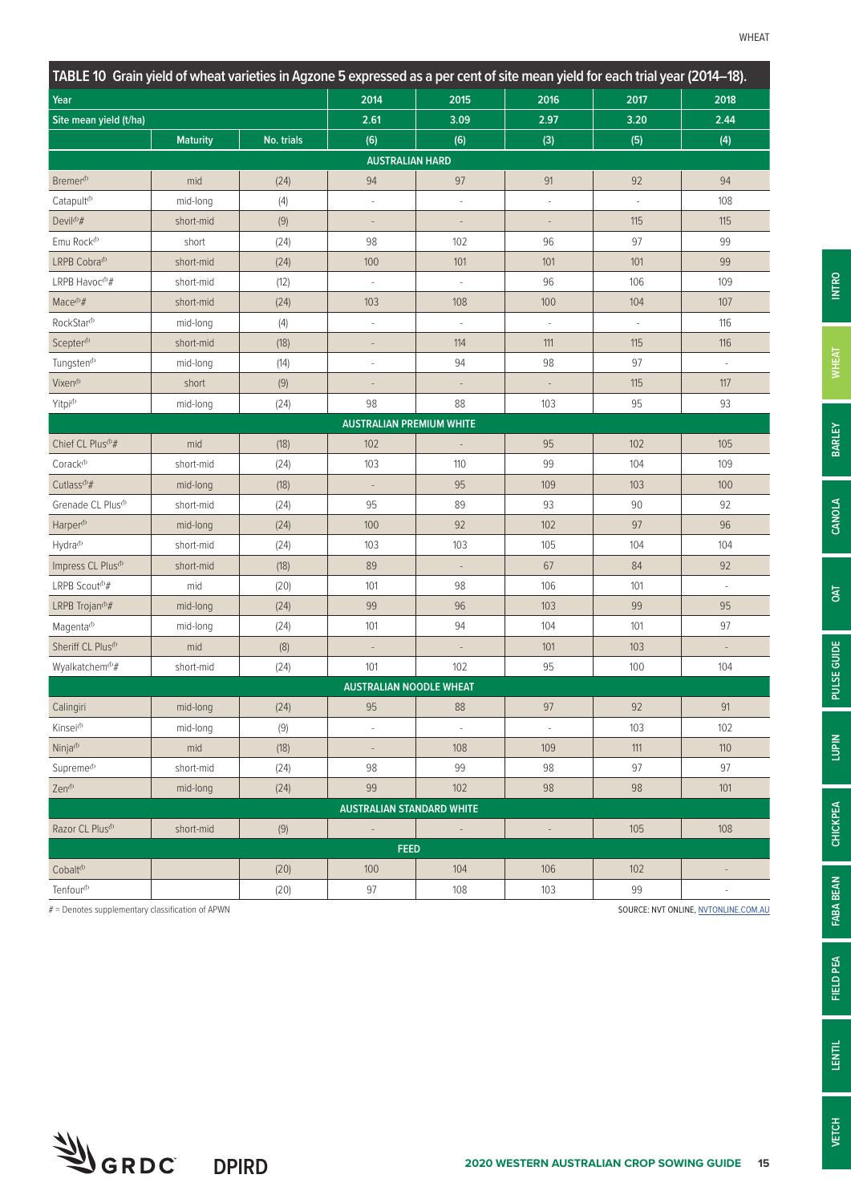**TABLE 10 Grain yield of wheat varieties in Agzone 5 expressed as a per cent of site mean yield for each trial year (2014–18).**

| Year | | | 2014 | 2015 | 2016 | 2017 | 2018 |
|---|---|---|---|---|---|---|---|
| Site mean yield (t/ha) | | | 2.61 | 3.09 | 2.97 | 3.20 | 2.44 |
| | Maturity | No. trials | (6) | (6) | (3) | (5) | (4) |
| **AUSTRALIAN HARD** | | | | | | | |
| Bremer⁽ᵖ⁾ | mid | (24) | 94 | 97 | 91 | 92 | 94 |
| Catapult⁽ᵖ⁾ | mid-long | (4) | - | - | - | - | 108 |
| Devil⁽ᵖ⁾# | short-mid | (9) | - | - | - | 115 | 115 |
| Emu Rock⁽ᵖ⁾ | short | (24) | 98 | 102 | 96 | 97 | 99 |
| LRPB Cobra⁽ᵖ⁾ | short-mid | (24) | 100 | 101 | 101 | 101 | 99 |
| LRPB Havoc⁽ᵖ⁾# | short-mid | (12) | - | - | 96 | 106 | 109 |
| Mace⁽ᵖ⁾# | short-mid | (24) | 103 | 108 | 100 | 104 | 107 |
| RockStar⁽ᵖ⁾ | mid-long | (4) | - | - | - | - | 116 |
| Scepter⁽ᵖ⁾ | short-mid | (18) | - | 114 | 111 | 115 | 116 |
| Tungsten⁽ᵖ⁾ | mid-long | (14) | - | 94 | 98 | 97 | - |
| Vixen⁽ᵖ⁾ | short | (9) | - | - | - | 115 | 117 |
| Yitpi⁽ᵖ⁾ | mid-long | (24) | 98 | 88 | 103 | 95 | 93 |
| **AUSTRALIAN PREMIUM WHITE** | | | | | | | |
| Chief CL Plus⁽ᵖ⁾# | mid | (18) | 102 | - | 95 | 102 | 105 |
| Corack⁽ᵖ⁾ | short-mid | (24) | 103 | 110 | 99 | 104 | 109 |
| Cutlass⁽ᵖ⁾# | mid-long | (18) | - | 95 | 109 | 103 | 100 |
| Grenade CL Plus⁽ᵖ⁾ | short-mid | (24) | 95 | 89 | 93 | 90 | 92 |
| Harper⁽ᵖ⁾ | mid-long | (24) | 100 | 92 | 102 | 97 | 96 |
| Hydra⁽ᵖ⁾ | short-mid | (24) | 103 | 103 | 105 | 104 | 104 |
| Impress CL Plus⁽ᵖ⁾ | short-mid | (18) | 89 | - | 67 | 84 | 92 |
| LRPB Scout⁽ᵖ⁾# | mid | (20) | 101 | 98 | 106 | 101 | - |
| LRPB Trojan⁽ᵖ⁾# | mid-long | (24) | 99 | 96 | 103 | 99 | 95 |
| Magenta⁽ᵖ⁾ | mid-long | (24) | 101 | 94 | 104 | 101 | 97 |
| Sheriff CL Plus⁽ᵖ⁾ | mid | (8) | - | - | 101 | 103 | - |
| Wyalkatchem⁽ᵖ⁾# | short-mid | (24) | 101 | 102 | 95 | 100 | 104 |
| **AUSTRALIAN NOODLE WHEAT** | | | | | | | |
| Calingiri | mid-long | (24) | 95 | 88 | 97 | 92 | 91 |
| Kinsei⁽ᵖ⁾ | mid-long | (9) | - | - | - | 103 | 102 |
| Ninja⁽ᵖ⁾ | mid | (18) | - | 108 | 109 | 111 | 110 |
| Supreme⁽ᵖ⁾ | short-mid | (24) | 98 | 99 | 98 | 97 | 97 |
| Zen⁽ᵖ⁾ | mid-long | (24) | 99 | 102 | 98 | 98 | 101 |
| **AUSTRALIAN STANDARD WHITE** | | | | | | | |
| Razor CL Plus⁽ᵖ⁾ | short-mid | (9) | - | - | - | 105 | 108 |
| **FEED** | | | | | | | |
| Cobalt⁽ᵖ⁾ | | (20) | 100 | 104 | 106 | 102 | - |
| Tenfour⁽ᵖ⁾ | | (20) | 97 | 108 | 103 | 99 | - |

# = Denotes supplementary classification of APWN

SOURCE: NVT ONLINE, NVTONLINE.COM.AU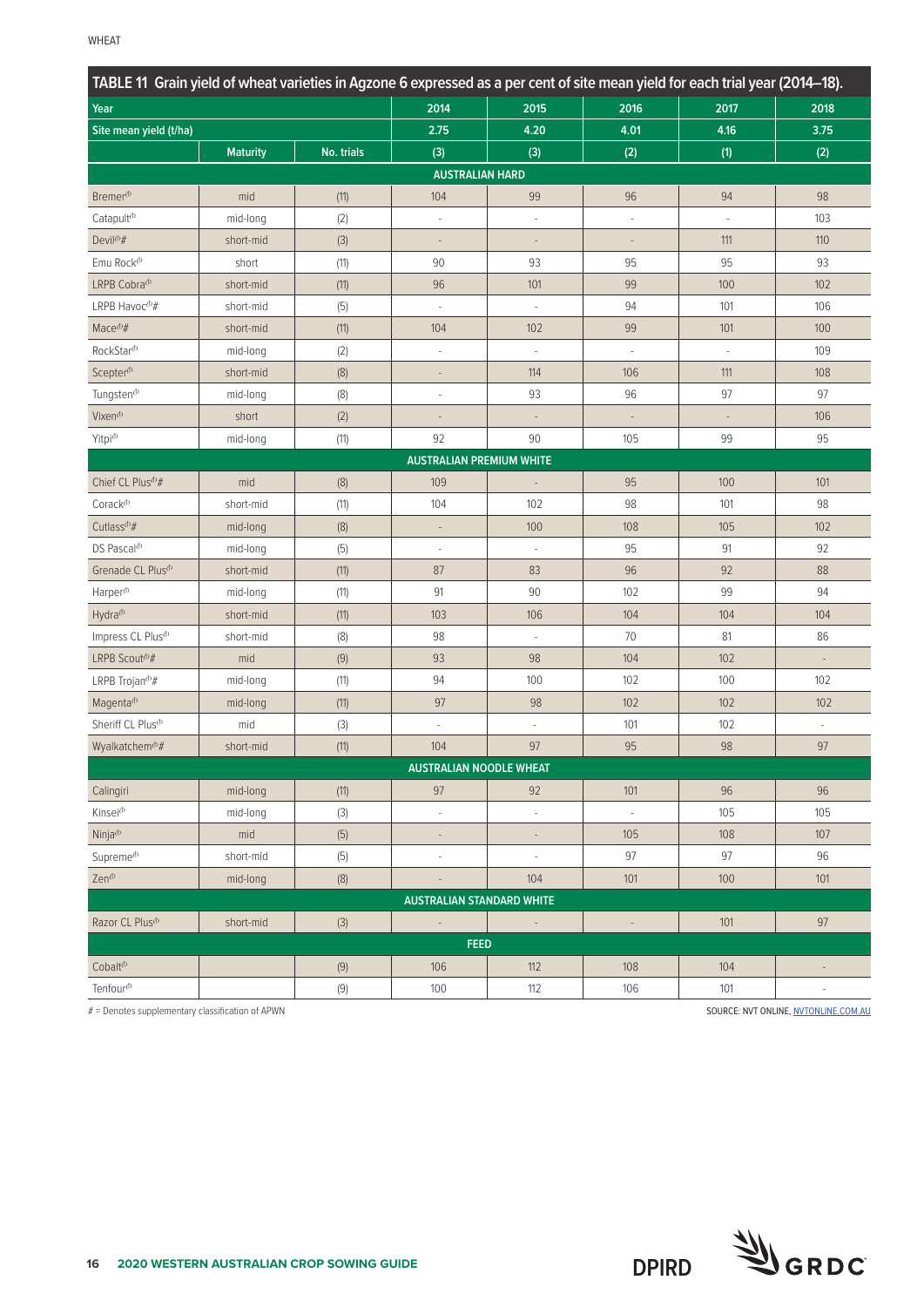**TABLE 11 Grain yield of wheat varieties in Agzone 6 expressed as a per cent of site mean yield for each trial year (2014–18).**

| Year | | | 2014 | 2015 | 2016 | 2017 | 2018 |
|---|---|---|---|---|---|---|---|
| Site mean yield (t/ha) | | | 2.75 | 4.20 | 4.01 | 4.16 | 3.75 |
| | Maturity | No. trials | (3) | (3) | (2) | (1) | (2) |
| **AUSTRALIAN HARD** | | | | | | | |
| Bremer⁽ᵖ⁾ | mid | (11) | 104 | 99 | 96 | 94 | 98 |
| Catapult⁽ᵖ⁾ | mid-long | (2) | - | - | - | - | 103 |
| Devil⁽ᵖ⁾# | short-mid | (3) | - | - | - | 111 | 110 |
| Emu Rock⁽ᵖ⁾ | short | (11) | 90 | 93 | 95 | 95 | 93 |
| LRPB Cobra⁽ᵖ⁾ | short-mid | (11) | 96 | 101 | 99 | 100 | 102 |
| LRPB Havoc⁽ᵖ⁾# | short-mid | (5) | - | - | 94 | 101 | 106 |
| Mace⁽ᵖ⁾# | short-mid | (11) | 104 | 102 | 99 | 101 | 100 |
| RockStar⁽ᵖ⁾ | mid-long | (2) | - | - | - | - | 109 |
| Scepter⁽ᵖ⁾ | short-mid | (8) | - | 114 | 106 | 111 | 108 |
| Tungsten⁽ᵖ⁾ | mid-long | (8) | - | 93 | 96 | 97 | 97 |
| Vixen⁽ᵖ⁾ | short | (2) | - | - | - | - | 106 |
| Yitpi⁽ᵖ⁾ | mid-long | (11) | 92 | 90 | 105 | 99 | 95 |
| **AUSTRALIAN PREMIUM WHITE** | | | | | | | |
| Chief CL Plus⁽ᵖ⁾# | mid | (8) | 109 | - | 95 | 100 | 101 |
| Corack⁽ᵖ⁾ | short-mid | (11) | 104 | 102 | 98 | 101 | 98 |
| Cutlass⁽ᵖ⁾# | mid-long | (8) | - | 100 | 108 | 105 | 102 |
| DS Pascal⁽ᵖ⁾ | mid-long | (5) | - | - | 95 | 91 | 92 |
| Grenade CL Plus⁽ᵖ⁾ | short-mid | (11) | 87 | 83 | 96 | 92 | 88 |
| Harper⁽ᵖ⁾ | mid-long | (11) | 91 | 90 | 102 | 99 | 94 |
| Hydra⁽ᵖ⁾ | short-mid | (11) | 103 | 106 | 104 | 104 | 104 |
| Impress CL Plus⁽ᵖ⁾ | short-mid | (8) | 98 | - | 70 | 81 | 86 |
| LRPB Scout⁽ᵖ⁾# | mid | (9) | 93 | 98 | 104 | 102 | - |
| LRPB Trojan⁽ᵖ⁾# | mid-long | (11) | 94 | 100 | 102 | 100 | 102 |
| Magenta⁽ᵖ⁾ | mid-long | (11) | 97 | 98 | 102 | 102 | 102 |
| Sheriff CL Plus⁽ᵖ⁾ | mid | (3) | - | - | 101 | 102 | - |
| Wyalkatchem⁽ᵖ⁾# | short-mid | (11) | 104 | 97 | 95 | 98 | 97 |
| **AUSTRALIAN NOODLE WHEAT** | | | | | | | |
| Calingiri | mid-long | (11) | 97 | 92 | 101 | 96 | 96 |
| Kinsei⁽ᵖ⁾ | mid-long | (3) | - | - | - | 105 | 105 |
| Ninja⁽ᵖ⁾ | mid | (5) | - | - | 105 | 108 | 107 |
| Supreme⁽ᵖ⁾ | short-mid | (5) | - | - | 97 | 97 | 96 |
| Zen⁽ᵖ⁾ | mid-long | (8) | - | 104 | 101 | 100 | 101 |
| **AUSTRALIAN STANDARD WHITE** | | | | | | | |
| Razor CL Plus⁽ᵖ⁾ | short-mid | (3) | - | - | - | 101 | 97 |
| **FEED** | | | | | | | |
| Cobalt⁽ᵖ⁾ | | (9) | 106 | 112 | 108 | 104 | - |
| Tenfour⁽ᵖ⁾ | | (9) | 100 | 112 | 106 | 101 | - |

# = Denotes supplementary classification of APWN

SOURCE: NVT ONLINE, NVTONLINE.COM.AU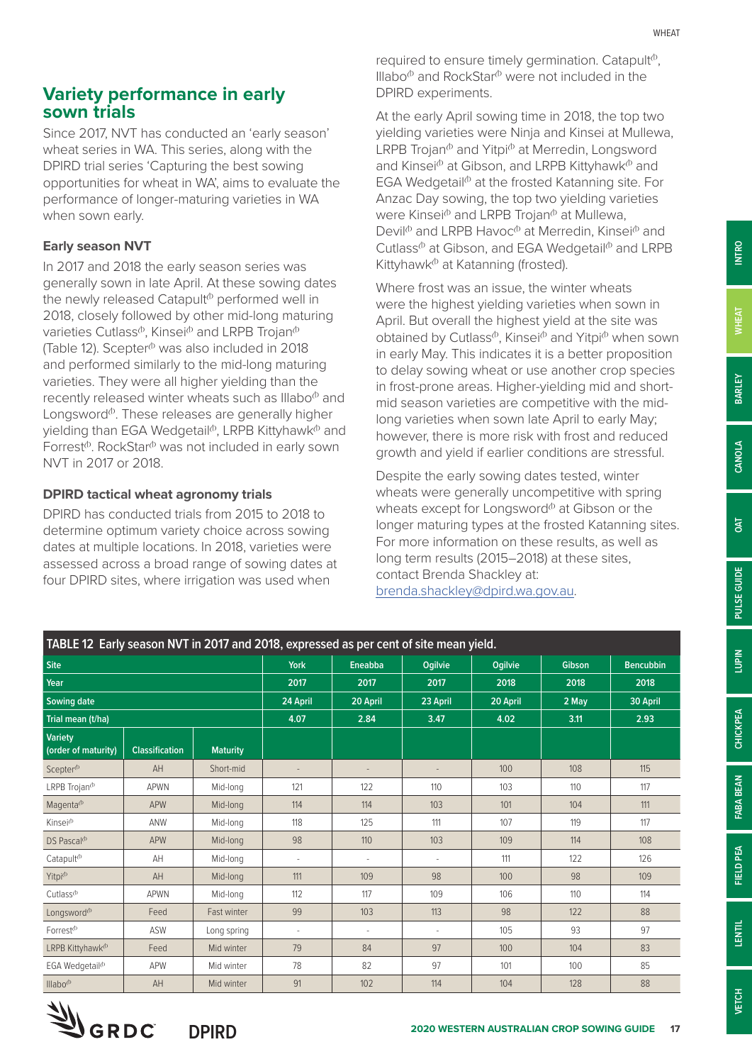## Variety performance in early sown trials

Since 2017, NVT has conducted an 'early season' wheat series in WA. This series, along with the DPIRD trial series 'Capturing the best sowing opportunities for wheat in WA', aims to evaluate the performance of longer-maturing varieties in WA when sown early.

### Early season NVT

In 2017 and 2018 the early season series was generally sown in late April. At these sowing dates the newly released Catapult⊕ performed well in 2018, closely followed by other mid-long maturing varieties Cutlass⊕, Kinsei⊕ and LRPB Trojan⊕ (Table 12). Scepter⊕ was also included in 2018 and performed similarly to the mid-long maturing varieties. They were all higher yielding than the recently released winter wheats such as Illabo⊕ and Longsword⊕. These releases are generally higher yielding than EGA Wedgetail⊕, LRPB Kittyhawk⊕ and Forrest⊕. RockStar⊕ was not included in early sown NVT in 2017 or 2018.

### DPIRD tactical wheat agronomy trials

DPIRD has conducted trials from 2015 to 2018 to determine optimum variety choice across sowing dates at multiple locations. In 2018, varieties were assessed across a broad range of sowing dates at four DPIRD sites, where irrigation was used when required to ensure timely germination. Catapult⊕, Illabo⊕ and RockStar⊕ were not included in the DPIRD experiments.

At the early April sowing time in 2018, the top two yielding varieties were Ninja and Kinsei at Mullewa, LRPB Trojan⊕ and Yitpi⊕ at Merredin, Longsword and Kinsei⊕ at Gibson, and LRPB Kittyhawk⊕ and EGA Wedgetail⊕ at the frosted Katanning site. For Anzac Day sowing, the top two yielding varieties were Kinsei⊕ and LRPB Trojan⊕ at Mullewa, Devil⊕ and LRPB Havoc⊕ at Merredin, Kinsei⊕ and Cutlass⊕ at Gibson, and EGA Wedgetail⊕ and LRPB Kittyhawk⊕ at Katanning (frosted).

Where frost was an issue, the winter wheats were the highest yielding varieties when sown in April. But overall the highest yield at the site was obtained by Cutlass⊕, Kinsei⊕ and Yitpi⊕ when sown in early May. This indicates it is a better proposition to delay sowing wheat or use another crop species in frost-prone areas. Higher-yielding mid and short-mid season varieties are competitive with the mid-long varieties when sown late April to early May; however, there is more risk with frost and reduced growth and yield if earlier conditions are stressful.

Despite the early sowing dates tested, winter wheats were generally uncompetitive with spring wheats except for Longsword⊕ at Gibson or the longer maturing types at the frosted Katanning sites. For more information on these results, as well as long term results (2015–2018) at these sites, contact Brenda Shackley at: brenda.shackley@dpird.wa.gov.au.

**TABLE 12 Early season NVT in 2017 and 2018, expressed as per cent of site mean yield.**

| Site | | | York | Eneabba | Ogilvie | Ogilvie | Gibson | Bencubbin |
|---|---|---|---|---|---|---|---|---|
| Year | | | 2017 | 2017 | 2017 | 2018 | 2018 | 2018 |
| Sowing date | | | 24 April | 20 April | 23 April | 20 April | 2 May | 30 April |
| Trial mean (t/ha) | | | 4.07 | 2.84 | 3.47 | 4.02 | 3.11 | 2.93 |
| Variety (order of maturity) | Classification | Maturity | | | | | | |
| Scepter⊕ | AH | Short-mid | - | - | - | 100 | 108 | 115 |
| LRPB Trojan⊕ | APWN | Mid-long | 121 | 122 | 110 | 103 | 110 | 117 |
| Magenta⊕ | APW | Mid-long | 114 | 114 | 103 | 101 | 104 | 111 |
| Kinsei⊕ | ANW | Mid-long | 118 | 125 | 111 | 107 | 119 | 117 |
| DS Pascal⊕ | APW | Mid-long | 98 | 110 | 103 | 109 | 114 | 108 |
| Catapult⊕ | AH | Mid-long | - | - | - | 111 | 122 | 126 |
| Yitpi⊕ | AH | Mid-long | 111 | 109 | 98 | 100 | 98 | 109 |
| Cutlass⊕ | APWN | Mid-long | 112 | 117 | 109 | 106 | 110 | 114 |
| Longsword⊕ | Feed | Fast winter | 99 | 103 | 113 | 98 | 122 | 88 |
| Forrest⊕ | ASW | Long spring | - | - | - | 105 | 93 | 97 |
| LRPB Kittyhawk⊕ | Feed | Mid winter | 79 | 84 | 97 | 100 | 104 | 83 |
| EGA Wedgetail⊕ | APW | Mid winter | 78 | 82 | 97 | 101 | 100 | 85 |
| Illabo⊕ | AH | Mid winter | 91 | 102 | 114 | 104 | 128 | 88 |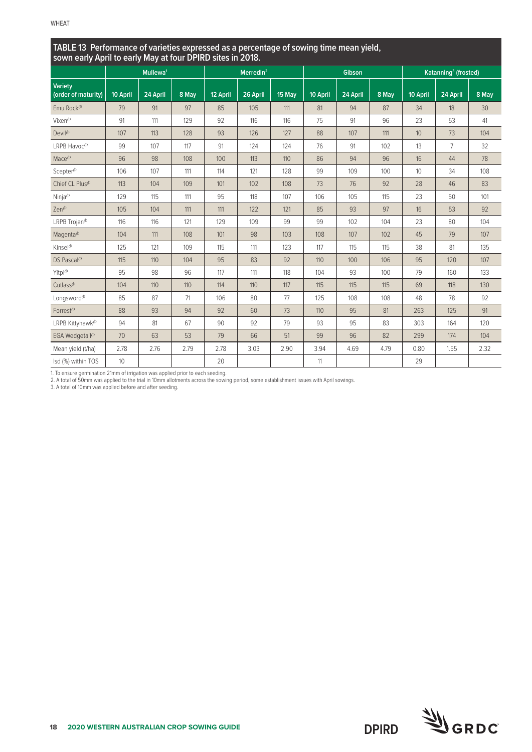**TABLE 13 Performance of varieties expressed as a percentage of sowing time mean yield, sown early April to early May at four DPIRD sites in 2018.**

| Variety (order of maturity) | Mullewa[1] | | | Merredin[2] | | | Gibson | | | Katanning[3] (frosted) | | |
|---|---|---|---|---|---|---|---|---|---|---|---|---|
| | 10 April | 24 April | 8 May | 12 April | 26 April | 15 May | 10 April | 24 April | 8 May | 10 April | 24 April | 8 May |
| Emu Rock⸰ | 79 | 91 | 97 | 85 | 105 | 111 | 81 | 94 | 87 | 34 | 18 | 30 |
| Vixen⸰ | 91 | 111 | 129 | 92 | 116 | 116 | 75 | 91 | 96 | 23 | 53 | 41 |
| Devil⸰ | 107 | 113 | 128 | 93 | 126 | 127 | 88 | 107 | 111 | 10 | 73 | 104 |
| LRPB Havoc⸰ | 99 | 107 | 117 | 91 | 124 | 124 | 76 | 91 | 102 | 13 | 7 | 32 |
| Mace⸰ | 96 | 98 | 108 | 100 | 113 | 110 | 86 | 94 | 96 | 16 | 44 | 78 |
| Scepter⸰ | 106 | 107 | 111 | 114 | 121 | 128 | 99 | 109 | 100 | 10 | 34 | 108 |
| Chief CL Plus⸰ | 113 | 104 | 109 | 101 | 102 | 108 | 73 | 76 | 92 | 28 | 46 | 83 |
| Ninja⸰ | 129 | 115 | 111 | 95 | 118 | 107 | 106 | 105 | 115 | 23 | 50 | 101 |
| Zen⸰ | 105 | 104 | 111 | 111 | 122 | 121 | 85 | 93 | 97 | 16 | 53 | 92 |
| LRPB Trojan⸰ | 116 | 116 | 121 | 129 | 109 | 99 | 99 | 102 | 104 | 23 | 80 | 104 |
| Magenta⸰ | 104 | 111 | 108 | 101 | 98 | 103 | 108 | 107 | 102 | 45 | 79 | 107 |
| Kinsei⸰ | 125 | 121 | 109 | 115 | 111 | 123 | 117 | 115 | 115 | 38 | 81 | 135 |
| DS Pascal⸰ | 115 | 110 | 104 | 95 | 83 | 92 | 110 | 100 | 106 | 95 | 120 | 107 |
| Yitpi⸰ | 95 | 98 | 96 | 117 | 111 | 118 | 104 | 93 | 100 | 79 | 160 | 133 |
| Cutlass⸰ | 104 | 110 | 110 | 114 | 110 | 117 | 115 | 115 | 115 | 69 | 118 | 130 |
| Longsword⸰ | 85 | 87 | 71 | 106 | 80 | 77 | 125 | 108 | 108 | 48 | 78 | 92 |
| Forrest⸰ | 88 | 93 | 94 | 92 | 60 | 73 | 110 | 95 | 81 | 263 | 125 | 91 |
| LRPB Kittyhawk⸰ | 94 | 81 | 67 | 90 | 92 | 79 | 93 | 95 | 83 | 303 | 164 | 120 |
| EGA Wedgetail⸰ | 70 | 63 | 53 | 79 | 66 | 51 | 99 | 96 | 82 | 299 | 174 | 104 |
| Mean yield (t/ha) | 2.78 | 2.76 | 2.79 | 2.78 | 3.03 | 2.90 | 3.94 | 4.69 | 4.79 | 0.80 | 1.55 | 2.32 |
| lsd (%) within TOS | 10 | | | 20 | | | 11 | | | 29 | | |

1. To ensure germination 21mm of irrigation was applied prior to each seeding.
2. A total of 50mm was applied to the trial in 10mm allotments across the sowing period, some establishment issues with April sowings.
3. A total of 10mm was applied before and after seeding.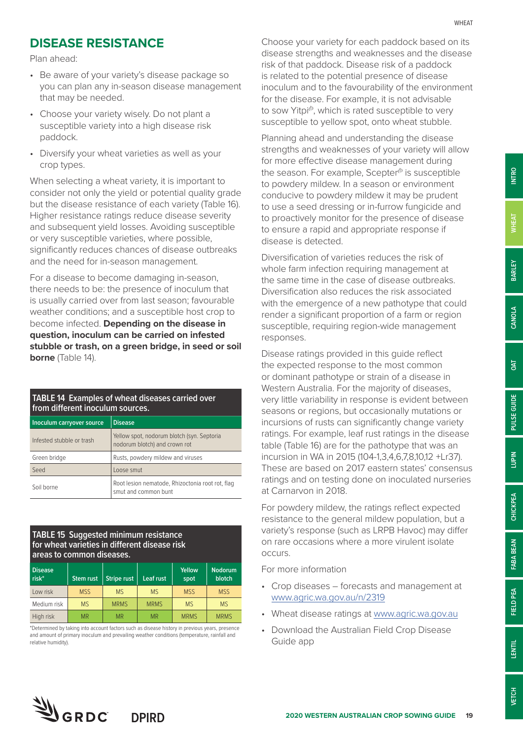## DISEASE RESISTANCE

Plan ahead:

- Be aware of your variety's disease package so you can plan any in-season disease management that may be needed.
- Choose your variety wisely. Do not plant a susceptible variety into a high disease risk paddock.
- Diversify your wheat varieties as well as your crop types.

When selecting a wheat variety, it is important to consider not only the yield or potential quality grade but the disease resistance of each variety (Table 16). Higher resistance ratings reduce disease severity and subsequent yield losses. Avoiding susceptible or very susceptible varieties, where possible, significantly reduces chances of disease outbreaks and the need for in-season management.

For a disease to become damaging in-season, there needs to be: the presence of inoculum that is usually carried over from last season; favourable weather conditions; and a susceptible host crop to become infected. **Depending on the disease in question, inoculum can be carried on infested stubble or trash, on a green bridge, in seed or soil borne** (Table 14).

**TABLE 14 Examples of wheat diseases carried over from different inoculum sources.**

| Inoculum carryover source | Disease |
|---|---|
| Infested stubble or trash | Yellow spot, nodorum blotch (syn. Septoria nodorum blotch) and crown rot |
| Green bridge | Rusts, powdery mildew and viruses |
| Seed | Loose smut |
| Soil borne | Root lesion nematode, Rhizoctonia root rot, flag smut and common bunt |

**TABLE 15 Suggested minimum resistance for wheat varieties in different disease risk areas to common diseases.**

| Disease risk* | Stem rust | Stripe rust | Leaf rust | Yellow spot | Nodorum blotch |
|---|---|---|---|---|---|
| Low risk | MSS | MS | MS | MSS | MSS |
| Medium risk | MS | MRMS | MRMS | MS | MS |
| High risk | MR | MR | MR | MRMS | MRMS |

*Determined by taking into account factors such as disease history in previous years, presence and amount of primary inoculum and prevailing weather conditions (temperature, rainfall and relative humidity).

Choose your variety for each paddock based on its disease strengths and weaknesses and the disease risk of that paddock. Disease risk of a paddock is related to the potential presence of disease inoculum and to the favourability of the environment for the disease. For example, it is not advisable to sow Yitpi⁽ᵖ⁾, which is rated susceptible to very susceptible to yellow spot, onto wheat stubble.

Planning ahead and understanding the disease strengths and weaknesses of your variety will allow for more effective disease management during the season. For example, Scepter⁽ᵖ⁾ is susceptible to powdery mildew. In a season or environment conducive to powdery mildew it may be prudent to use a seed dressing or in-furrow fungicide and to proactively monitor for the presence of disease to ensure a rapid and appropriate response if disease is detected.

Diversification of varieties reduces the risk of whole farm infection requiring management at the same time in the case of disease outbreaks. Diversification also reduces the risk associated with the emergence of a new pathotype that could render a significant proportion of a farm or region susceptible, requiring region-wide management responses.

Disease ratings provided in this guide reflect the expected response to the most common or dominant pathotype or strain of a disease in Western Australia. For the majority of diseases, very little variability in response is evident between seasons or regions, but occasionally mutations or incursions of rusts can significantly change variety ratings. For example, leaf rust ratings in the disease table (Table 16) are for the pathotype that was an incursion in WA in 2015 (104-1,3,4,6,7,8,10,12 +Lr37). These are based on 2017 eastern states' consensus ratings and on testing done on inoculated nurseries at Carnarvon in 2018.

For powdery mildew, the ratings reflect expected resistance to the general mildew population, but a variety's response (such as LRPB Havoc) may differ on rare occasions where a more virulent isolate occurs.

For more information

- Crop diseases – forecasts and management at www.agric.wa.gov.au/n/2319
- Wheat disease ratings at www.agric.wa.gov.au
- Download the Australian Field Crop Disease Guide app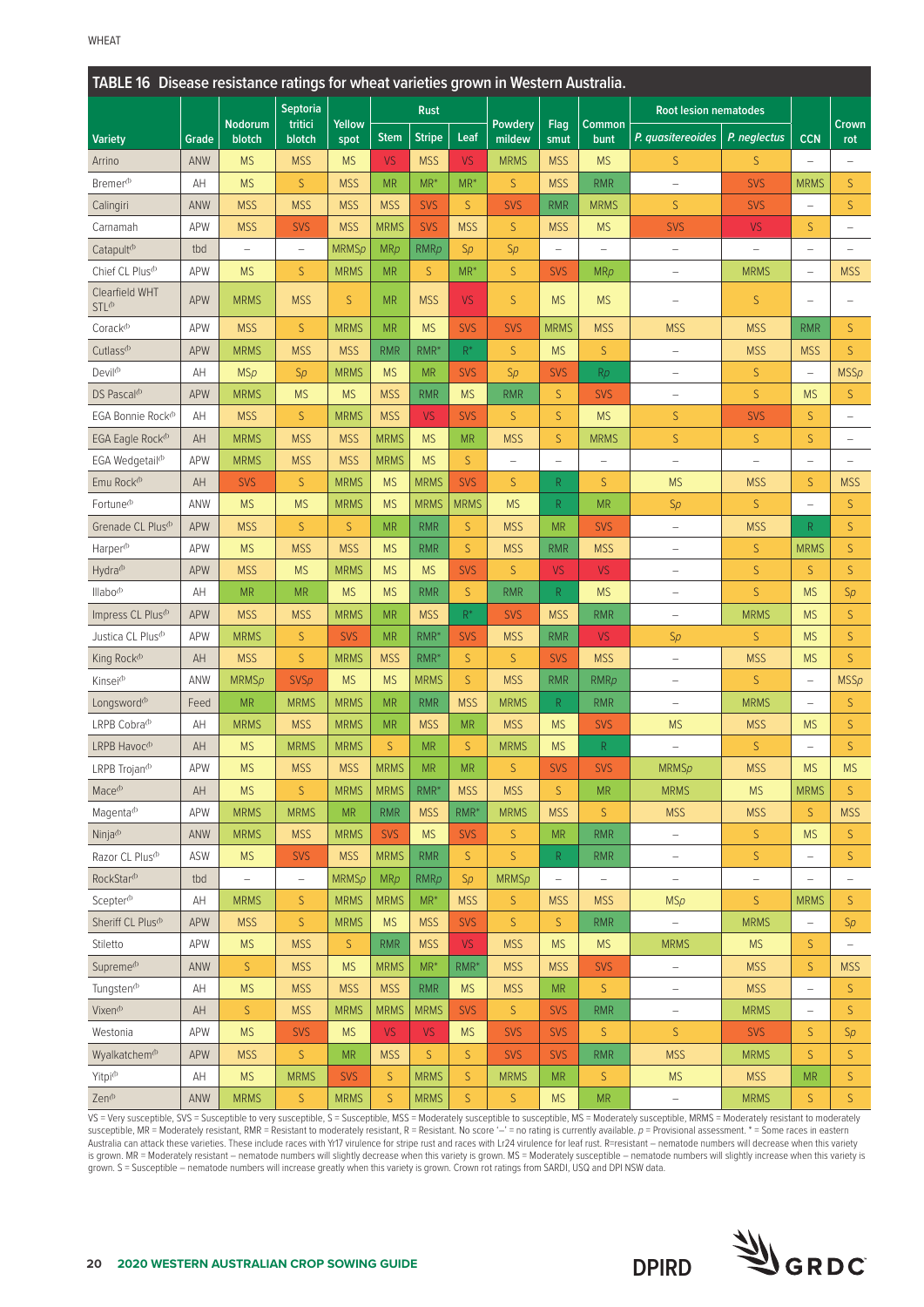## TABLE 16 Disease resistance ratings for wheat varieties grown in Western Australia.

| Variety | Grade | Nodorum blotch | Septoria tritici blotch | Yellow spot | Rust | | | Powdery mildew | Flag smut | Common bunt | Root lesion nematodes | | CCN | Crown rot |
|---|---|---|---|---|---|---|---|---|---|---|---|---|---|---|
| | | | | | Stem | Stripe | Leaf | | | | *P. quasitereoides* | *P. neglectus* | | |
| Arrino | ANW | MS | MSS | MS | VS | MSS | VS | MRMS | MSS | MS | S | S | – | – |
| Bremer⊕ | AH | MS | S | MSS | MR | MR* | MR* | S | MSS | RMR | – | SVS | MRMS | S |
| Calingiri | ANW | MSS | MSS | MSS | MSS | SVS | S | SVS | RMR | MRMS | S | SVS | – | S |
| Carnamah | APW | MSS | SVS | MSS | MRMS | SVS | MSS | S | MSS | MS | SVS | VS | S | – |
| Catapult⊕ | tbd | – | – | MRMS*p* | MR*p* | RMR*p* | S*p* | S*p* | – | – | – | – | – | – |
| Chief CL Plus⊕ | APW | MS | S | MRMS | MR | S | MR* | S | SVS | MR*p* | – | MRMS | – | MSS |
| Clearfield WHT STL⊕ | APW | MRMS | MSS | S | MR | MSS | VS | S | MS | MS | – | S | – | – |
| Corack⊕ | APW | MSS | S | MRMS | MR | MS | SVS | SVS | MRMS | MSS | MSS | MSS | RMR | S |
| Cutlass⊕ | APW | MRMS | MSS | MSS | RMR | RMR* | R* | S | MS | S | – | MSS | MSS | S |
| Devil⊕ | AH | MS*p* | S*p* | MRMS | MS | MR | SVS | S*p* | SVS | R*p* | – | S | – | MSS*p* |
| DS Pascal⊕ | APW | MRMS | MS | MSS | MSS | RMR | MS | RMR | S | SVS | – | S | MS | S |
| EGA Bonnie Rock⊕ | AH | MSS | S | MRMS | MSS | VS | SVS | S | S | MS | S | SVS | S | – |
| EGA Eagle Rock⊕ | AH | MRMS | MSS | MSS | MRMS | MS | MR | MSS | S | MRMS | S | S | S | – |
| EGA Wedgetail⊕ | APW | MRMS | MSS | MSS | MRMS | MS | S | – | – | – | – | – | – | – |
| Emu Rock⊕ | AH | SVS | S | MRMS | MS | MRMS | SVS | S | R | S | MS | MSS | S | MSS |
| Fortune⊕ | ANW | MS | MS | MRMS | MS | MRMS | MRMS | MS | R | MR | S*p* | S | – | S |
| Grenade CL Plus⊕ | APW | MSS | S | S | MR | RMR | S | MSS | MR | SVS | – | MSS | R | S |
| Harper⊕ | APW | MS | MSS | MSS | MS | RMR | S | MSS | RMR | MSS | – | S | MRMS | S |
| Hydra⊕ | APW | MSS | MS | MRMS | MS | MS | SVS | S | VS | VS | – | S | S | S |
| Illabo⊕ | AH | MR | MR | MS | MS | RMR | S | RMR | R | MS | – | S | MS | S*p* |
| Impress CL Plus⊕ | APW | MSS | MSS | MRMS | MR | MSS | R* | SVS | MSS | RMR | – | MRMS | MS | S |
| Justica CL Plus⊕ | APW | MRMS | S | SVS | MR | RMR* | SVS | MSS | RMR | VS | S*p* | S | MS | S |
| King Rock⊕ | AH | MSS | S | MRMS | MSS | RMR* | S | S | SVS | MSS | – | MSS | MS | S |
| Kinsei⊕ | ANW | MRMS*p* | SVS*p* | MS | MS | MRMS | S | MSS | RMR | RMR*p* | – | S | – | MSS*p* |
| Longsword⊕ | Feed | MR | MRMS | MRMS | MR | RMR | MSS | MRMS | R | RMR | – | MRMS | – | S |
| LRPB Cobra⊕ | AH | MRMS | MSS | MRMS | MR | MSS | MR | MSS | MS | SVS | MS | MSS | MS | S |
| LRPB Havoc⊕ | AH | MS | MRMS | MRMS | S | MR | S | MRMS | MS | R | – | S | – | S |
| LRPB Trojan⊕ | APW | MS | MSS | MSS | MRMS | MR | MR | S | SVS | SVS | MRMS*p* | MSS | MS | MS |
| Mace⊕ | AH | MS | S | MRMS | MRMS | RMR* | MSS | MSS | S | MR | MRMS | MS | MRMS | S |
| Magenta⊕ | APW | MRMS | MRMS | MR | RMR | MSS | RMR* | MRMS | MSS | S | MSS | MSS | S | MSS |
| Ninja⊕ | ANW | MRMS | MSS | MRMS | SVS | MS | SVS | S | MR | RMR | – | S | MS | S |
| Razor CL Plus⊕ | ASW | MS | SVS | MSS | MRMS | RMR | S | S | R | RMR | – | S | – | S |
| RockStar⊕ | tbd | – | – | MRMS*p* | MR*p* | RMR*p* | S*p* | MRMS*p* | – | – | – | – | – | – |
| Scepter⊕ | AH | MRMS | S | MRMS | MRMS | MR* | MSS | S | MSS | MSS | MS*p* | S | MRMS | S |
| Sheriff CL Plus⊕ | APW | MSS | S | MRMS | MS | MSS | SVS | S | S | RMR | – | MRMS | – | S*p* |
| Stiletto | APW | MS | MSS | S | RMR | MSS | VS | MSS | MS | MS | MRMS | MS | S | – |
| Supreme⊕ | ANW | S | MSS | MS | MRMS | MR* | RMR* | MSS | MSS | SVS | – | MSS | S | MSS |
| Tungsten⊕ | AH | MS | MSS | MSS | MSS | RMR | MS | MSS | MR | S | – | MSS | – | S |
| Vixen⊕ | AH | S | MSS | MRMS | MRMS | MRMS | SVS | S | SVS | RMR | – | MRMS | – | S |
| Westonia | APW | MS | SVS | MS | VS | VS | MS | SVS | SVS | S | S | SVS | S | S*p* |
| Wyalkatchem⊕ | APW | MSS | S | MR | MSS | S | S | SVS | SVS | RMR | MSS | MRMS | S | S |
| Yitpi⊕ | AH | MS | MRMS | SVS | S | MRMS | S | MRMS | MR | S | MS | MSS | MR | S |
| Zen⊕ | ANW | MRMS | S | MRMS | S | MRMS | S | S | MS | MR | – | MRMS | S | S |

VS = Very susceptible, SVS = Susceptible to very susceptible, S = Susceptible, MSS = Moderately susceptible to susceptible, MS = Moderately susceptible, MRMS = Moderately resistant to moderately susceptible, MR = Moderately resistant, RMR = Resistant to moderately resistant, R = Resistant. No score '–' = no rating is currently available. *p* = Provisional assessment. * = Some races in eastern Australia can attack these varieties. These include races with Yr17 virulence for stripe rust and races with Lr24 virulence for leaf rust. R=resistant – nematode numbers will decrease when this variety is grown. MR = Moderately resistant – nematode numbers will slightly decrease when this variety is grown. MS = Moderately susceptible – nematode numbers will slightly increase when this variety is grown. S = Susceptible – nematode numbers will increase greatly when this variety is grown. Crown rot ratings from SARDI, USQ and DPI NSW data.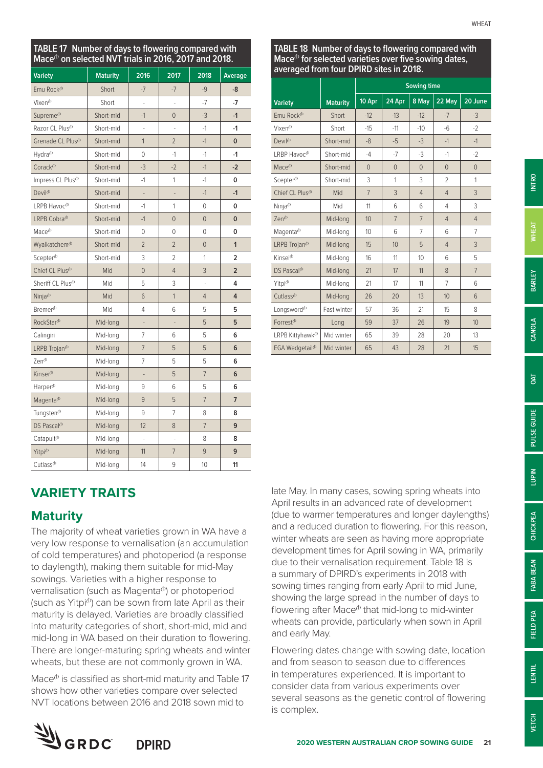**TABLE 17 Number of days to flowering compared with Mace⁽ᵈ⁾ on selected NVT trials in 2016, 2017 and 2018.**

| Variety | Maturity | 2016 | 2017 | 2018 | Average |
|---|---|---|---|---|---|
| Emu Rock⁽ᵈ⁾ | Short | -7 | -7 | -9 | **-8** |
| Vixen⁽ᵈ⁾ | Short | - | - | -7 | **-7** |
| Supreme⁽ᵈ⁾ | Short-mid | -1 | 0 | -3 | **-1** |
| Razor CL Plus⁽ᵈ⁾ | Short-mid | - | - | -1 | **-1** |
| Grenade CL Plus⁽ᵈ⁾ | Short-mid | 1 | 2 | -1 | **0** |
| Hydra⁽ᵈ⁾ | Short-mid | 0 | -1 | -1 | **-1** |
| Corack⁽ᵈ⁾ | Short-mid | -3 | -2 | -1 | **-2** |
| Impress CL Plus⁽ᵈ⁾ | Short-mid | -1 | 1 | -1 | **0** |
| Devil⁽ᵈ⁾ | Short-mid | - | - | -1 | **-1** |
| LRPB Havoc⁽ᵈ⁾ | Short-mid | -1 | 1 | 0 | **0** |
| LRPB Cobra⁽ᵈ⁾ | Short-mid | -1 | 0 | 0 | **0** |
| Mace⁽ᵈ⁾ | Short-mid | 0 | 0 | 0 | **0** |
| Wyalkatchem⁽ᵈ⁾ | Short-mid | 2 | 2 | 0 | **1** |
| Scepter⁽ᵈ⁾ | Short-mid | 3 | 2 | 1 | **2** |
| Chief CL Plus⁽ᵈ⁾ | Mid | 0 | 4 | 3 | **2** |
| Sheriff CL Plus⁽ᵈ⁾ | Mid | 5 | 3 | - | **4** |
| Ninja⁽ᵈ⁾ | Mid | 6 | 1 | 4 | **4** |
| Bremer⁽ᵈ⁾ | Mid | 4 | 6 | 5 | **5** |
| RockStar⁽ᵈ⁾ | Mid-long | - | - | 5 | **5** |
| Calingiri | Mid-long | 7 | 6 | 5 | **6** |
| LRPB Trojan⁽ᵈ⁾ | Mid-long | 7 | 5 | 5 | **6** |
| Zen⁽ᵈ⁾ | Mid-long | 7 | 5 | 5 | **6** |
| Kinsei⁽ᵈ⁾ | Mid-long | - | 5 | 7 | **6** |
| Harper⁽ᵈ⁾ | Mid-long | 9 | 6 | 5 | **6** |
| Magenta⁽ᵈ⁾ | Mid-long | 9 | 5 | 7 | **7** |
| Tungsten⁽ᵈ⁾ | Mid-long | 9 | 7 | 8 | **8** |
| DS Pascal⁽ᵈ⁾ | Mid-long | 12 | 8 | 7 | **9** |
| Catapult⁽ᵈ⁾ | Mid-long | - | - | 8 | **8** |
| Yitpi⁽ᵈ⁾ | Mid-long | 11 | 7 | 9 | **9** |
| Cutlass⁽ᵈ⁾ | Mid-long | 14 | 9 | 10 | **11** |

**TABLE 18 Number of days to flowering compared with Mace⁽ᵈ⁾ for selected varieties over five sowing dates, averaged from four DPIRD sites in 2018.**

| | | Sowing time | | | | |
|---|---|---|---|---|---|---|
| Variety | Maturity | 10 Apr | 24 Apr | 8 May | 22 May | 20 June |
| Emu Rock⁽ᵈ⁾ | Short | -12 | -13 | -12 | -7 | -3 |
| Vixen⁽ᵈ⁾ | Short | -15 | -11 | -10 | -6 | -2 |
| Devil⁽ᵈ⁾ | Short-mid | -8 | -5 | -3 | -1 | -1 |
| LRBP Havoc⁽ᵈ⁾ | Short-mid | -4 | -7 | -3 | -1 | -2 |
| Mace⁽ᵈ⁾ | Short-mid | 0 | 0 | 0 | 0 | 0 |
| Scepter⁽ᵈ⁾ | Short-mid | 3 | 1 | 3 | 2 | 1 |
| Chief CL Plus⁽ᵈ⁾ | Mid | 7 | 3 | 4 | 4 | 3 |
| Ninja⁽ᵈ⁾ | Mid | 11 | 6 | 6 | 4 | 3 |
| Zen⁽ᵈ⁾ | Mid-long | 10 | 7 | 7 | 4 | 4 |
| Magenta⁽ᵈ⁾ | Mid-long | 10 | 6 | 7 | 6 | 7 |
| LRPB Trojan⁽ᵈ⁾ | Mid-long | 15 | 10 | 5 | 4 | 3 |
| Kinsei⁽ᵈ⁾ | Mid-long | 16 | 11 | 10 | 6 | 5 |
| DS Pascal⁽ᵈ⁾ | Mid-long | 21 | 17 | 11 | 8 | 7 |
| Yitpi⁽ᵈ⁾ | Mid-long | 21 | 17 | 11 | 7 | 6 |
| Cutlass⁽ᵈ⁾ | Mid-long | 26 | 20 | 13 | 10 | 6 |
| Longsword⁽ᵈ⁾ | Fast winter | 57 | 36 | 21 | 15 | 8 |
| Forrest⁽ᵈ⁾ | Long | 59 | 37 | 26 | 19 | 10 |
| LRPB Kittyhawk⁽ᵈ⁾ | Mid winter | 65 | 39 | 28 | 20 | 13 |
| EGA Wedgetail⁽ᵈ⁾ | Mid winter | 65 | 43 | 28 | 21 | 15 |

## VARIETY TRAITS

### Maturity

The majority of wheat varieties grown in WA have a very low response to vernalisation (an accumulation of cold temperatures) and photoperiod (a response to daylength), making them suitable for mid-May sowings. Varieties with a higher response to vernalisation (such as Magenta⁽ᵈ⁾) or photoperiod (such as Yitpi⁽ᵈ⁾) can be sown from late April as their maturity is delayed. Varieties are broadly classified into maturity categories of short, short-mid, mid and mid-long in WA based on their duration to flowering. There are longer-maturing spring wheats and winter wheats, but these are not commonly grown in WA.

Mace⁽ᵈ⁾ is classified as short-mid maturity and Table 17 shows how other varieties compare over selected NVT locations between 2016 and 2018 sown mid to late May. In many cases, sowing spring wheats into April results in an advanced rate of development (due to warmer temperatures and longer daylengths) and a reduced duration to flowering. For this reason, winter wheats are seen as having more appropriate development times for April sowing in WA, primarily due to their vernalisation requirement. Table 18 is a summary of DPIRD's experiments in 2018 with sowing times ranging from early April to mid June, showing the large spread in the number of days to flowering after Mace⁽ᵈ⁾ that mid-long to mid-winter wheats can provide, particularly when sown in April and early May.

Flowering dates change with sowing date, location and from season to season due to differences in temperatures experienced. It is important to consider data from various experiments over several seasons as the genetic control of flowering is complex.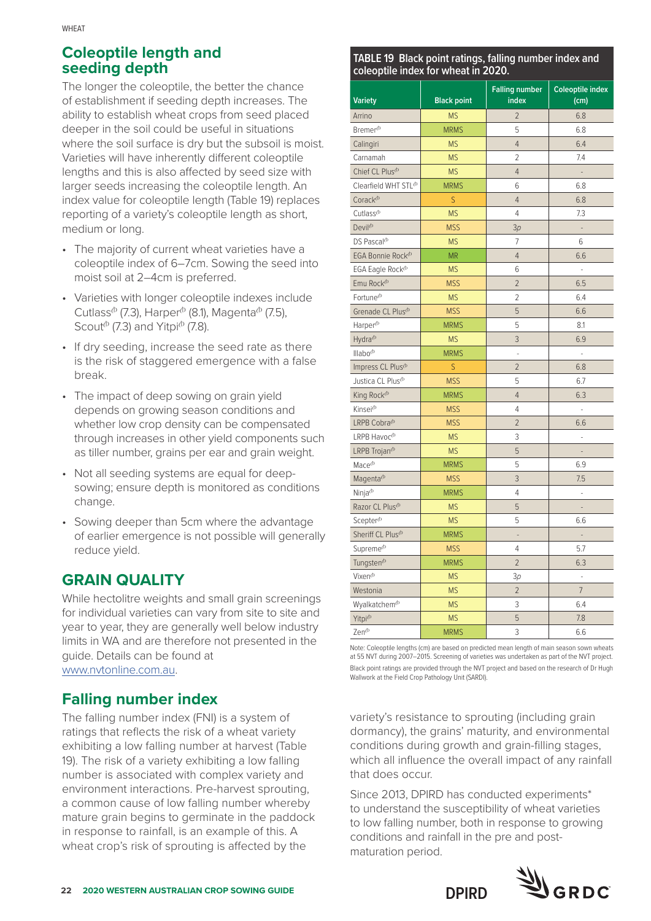## Coleoptile length and seeding depth

The longer the coleoptile, the better the chance of establishment if seeding depth increases. The ability to establish wheat crops from seed placed deeper in the soil could be useful in situations where the soil surface is dry but the subsoil is moist. Varieties will have inherently different coleoptile lengths and this is also affected by seed size with larger seeds increasing the coleoptile length. An index value for coleoptile length (Table 19) replaces reporting of a variety's coleoptile length as short, medium or long.

- The majority of current wheat varieties have a coleoptile index of 6–7cm. Sowing the seed into moist soil at 2–4cm is preferred.
- Varieties with longer coleoptile indexes include Cutlass⍉ (7.3), Harper⍉ (8.1), Magenta⍉ (7.5), Scout⍉ (7.3) and Yitpi⍉ (7.8).
- If dry seeding, increase the seed rate as there is the risk of staggered emergence with a false break.
- The impact of deep sowing on grain yield depends on growing season conditions and whether low crop density can be compensated through increases in other yield components such as tiller number, grains per ear and grain weight.
- Not all seeding systems are equal for deep-sowing; ensure depth is monitored as conditions change.
- Sowing deeper than 5cm where the advantage of earlier emergence is not possible will generally reduce yield.

# GRAIN QUALITY

While hectolitre weights and small grain screenings for individual varieties can vary from site to site and year to year, they are generally well below industry limits in WA and are therefore not presented in the guide. Details can be found at www.nvtonline.com.au.

## Falling number index

The falling number index (FNI) is a system of ratings that reflects the risk of a wheat variety exhibiting a low falling number at harvest (Table 19). The risk of a variety exhibiting a low falling number is associated with complex variety and environment interactions. Pre-harvest sprouting, a common cause of low falling number whereby mature grain begins to germinate in the paddock in response to rainfall, is an example of this. A wheat crop's risk of sprouting is affected by the variety's resistance to sprouting (including grain dormancy), the grains' maturity, and environmental conditions during growth and grain-filling stages, which all influence the overall impact of any rainfall that does occur.

Since 2013, DPIRD has conducted experiments* to understand the susceptibility of wheat varieties to low falling number, both in response to growing conditions and rainfall in the pre and post-maturation period.

**TABLE 19 Black point ratings, falling number index and coleoptile index for wheat in 2020.**

| Variety | Black point | Falling number index | Coleoptile index (cm) |
|---|---|---|---|
| Arrino | MS | 2 | 6.8 |
| Bremer⍉ | MRMS | 5 | 6.8 |
| Calingiri | MS | 4 | 6.4 |
| Carnamah | MS | 2 | 7.4 |
| Chief CL Plus⍉ | MS | 4 | - |
| Clearfield WHT STL⍉ | MRMS | 6 | 6.8 |
| Corack⍉ | S | 4 | 6.8 |
| Cutlass⍉ | MS | 4 | 7.3 |
| Devil⍉ | MSS | 3p | - |
| DS Pascal⍉ | MS | 7 | 6 |
| EGA Bonnie Rock⍉ | MR | 4 | 6.6 |
| EGA Eagle Rock⍉ | MS | 6 | - |
| Emu Rock⍉ | MSS | 2 | 6.5 |
| Fortune⍉ | MS | 2 | 6.4 |
| Grenade CL Plus⍉ | MSS | 5 | 6.6 |
| Harper⍉ | MRMS | 5 | 8.1 |
| Hydra⍉ | MS | 3 | 6.9 |
| Illabo⍉ | MRMS | - | - |
| Impress CL Plus⍉ | S | 2 | 6.8 |
| Justica CL Plus⍉ | MSS | 5 | 6.7 |
| King Rock⍉ | MRMS | 4 | 6.3 |
| Kinsei⍉ | MSS | 4 | - |
| LRPB Cobra⍉ | MSS | 2 | 6.6 |
| LRPB Havoc⍉ | MS | 3 | - |
| LRPB Trojan⍉ | MS | 5 | - |
| Mace⍉ | MRMS | 5 | 6.9 |
| Magenta⍉ | MSS | 3 | 7.5 |
| Ninja⍉ | MRMS | 4 | - |
| Razor CL Plus⍉ | MS | 5 | - |
| Scepter⍉ | MS | 5 | 6.6 |
| Sheriff CL Plus⍉ | MRMS | - | - |
| Supreme⍉ | MSS | 4 | 5.7 |
| Tungsten⍉ | MRMS | 2 | 6.3 |
| Vixen⍉ | MS | 3p | - |
| Westonia | MS | 2 | 7 |
| Wyalkatchem⍉ | MS | 3 | 6.4 |
| Yitpi⍉ | MS | 5 | 7.8 |
| Zen⍉ | MRMS | 3 | 6.6 |

Note: Coleoptile lengths (cm) are based on predicted mean length of main season sown wheats at 55 NVT during 2007–2015. Screening of varieties was undertaken as part of the NVT project.

Black point ratings are provided through the NVT project and based on the research of Dr Hugh Wallwork at the Field Crop Pathology Unit (SARDI).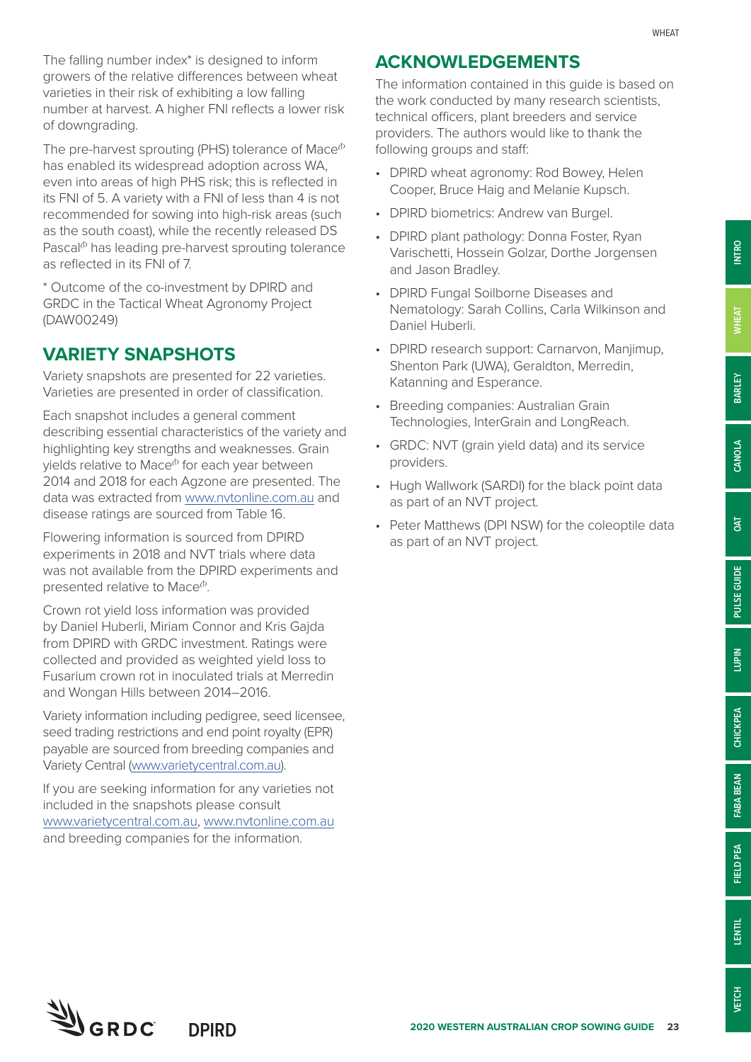The falling number index* is designed to inform growers of the relative differences between wheat varieties in their risk of exhibiting a low falling number at harvest. A higher FNI reflects a lower risk of downgrading.

The pre-harvest sprouting (PHS) tolerance of Mace<sup>⊕</sup> has enabled its widespread adoption across WA, even into areas of high PHS risk; this is reflected in its FNI of 5. A variety with a FNI of less than 4 is not recommended for sowing into high-risk areas (such as the south coast), while the recently released DS Pascal⊕ has leading pre-harvest sprouting tolerance as reflected in its FNI of 7.

* Outcome of the co-investment by DPIRD and GRDC in the Tactical Wheat Agronomy Project (DAW00249)

## VARIETY SNAPSHOTS

Variety snapshots are presented for 22 varieties. Varieties are presented in order of classification.

Each snapshot includes a general comment describing essential characteristics of the variety and highlighting key strengths and weaknesses. Grain yields relative to Mace⊕ for each year between 2014 and 2018 for each Agzone are presented. The data was extracted from www.nvtonline.com.au and disease ratings are sourced from Table 16.

Flowering information is sourced from DPIRD experiments in 2018 and NVT trials where data was not available from the DPIRD experiments and presented relative to Mace⊕.

Crown rot yield loss information was provided by Daniel Huberli, Miriam Connor and Kris Gajda from DPIRD with GRDC investment. Ratings were collected and provided as weighted yield loss to Fusarium crown rot in inoculated trials at Merredin and Wongan Hills between 2014–2016.

Variety information including pedigree, seed licensee, seed trading restrictions and end point royalty (EPR) payable are sourced from breeding companies and Variety Central (www.varietycentral.com.au).

If you are seeking information for any varieties not included in the snapshots please consult www.varietycentral.com.au, www.nvtonline.com.au and breeding companies for the information.

## ACKNOWLEDGEMENTS

The information contained in this guide is based on the work conducted by many research scientists, technical officers, plant breeders and service providers. The authors would like to thank the following groups and staff:

- DPIRD wheat agronomy: Rod Bowey, Helen Cooper, Bruce Haig and Melanie Kupsch.
- DPIRD biometrics: Andrew van Burgel.
- DPIRD plant pathology: Donna Foster, Ryan Varischetti, Hossein Golzar, Dorthe Jorgensen and Jason Bradley.
- DPIRD Fungal Soilborne Diseases and Nematology: Sarah Collins, Carla Wilkinson and Daniel Huberli.
- DPIRD research support: Carnarvon, Manjimup, Shenton Park (UWA), Geraldton, Merredin, Katanning and Esperance.
- Breeding companies: Australian Grain Technologies, InterGrain and LongReach.
- GRDC: NVT (grain yield data) and its service providers.
- Hugh Wallwork (SARDI) for the black point data as part of an NVT project.
- Peter Matthews (DPI NSW) for the coleoptile data as part of an NVT project.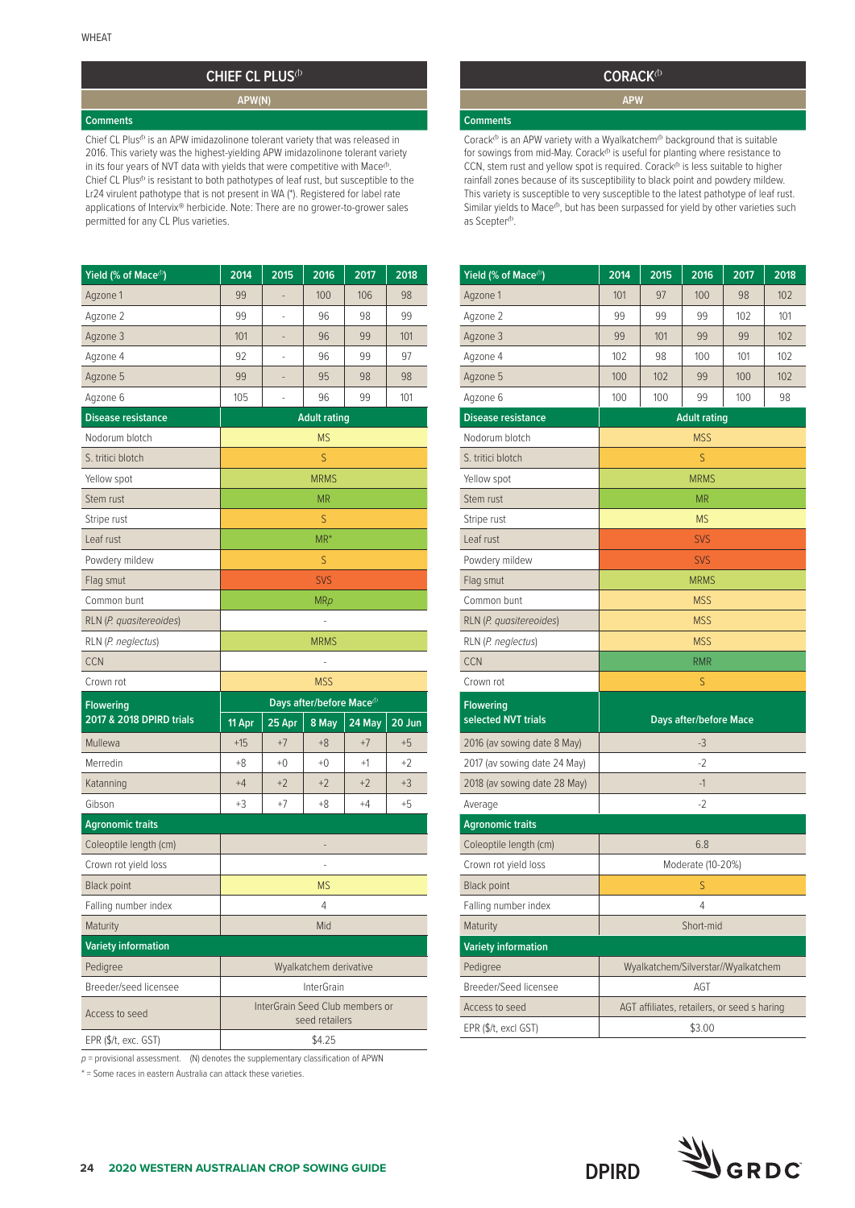WHEAT

## CHIEF CL PLUS⁽ᵖ⁾

**APW(N)**

### Comments

Chief CL Plus⁽ᵖ⁾ is an APW imidazolinone tolerant variety that was released in 2016. This variety was the highest-yielding APW imidazolinone tolerant variety in its four years of NVT data with yields that were competitive with Mace⁽ᵖ⁾. Chief CL Plus⁽ᵖ⁾ is resistant to both pathotypes of leaf rust, but susceptible to the Lr24 virulent pathotype that is not present in WA (*). Registered for label rate applications of Intervix® herbicide. Note: There are no grower-to-grower sales permitted for any CL Plus varieties.

| Yield (% of Mace⁽ᵖ⁾) | 2014 | 2015 | 2016 | 2017 | 2018 |
|---|---|---|---|---|---|
| Agzone 1 | 99 | - | 100 | 106 | 98 |
| Agzone 2 | 99 | - | 96 | 98 | 99 |
| Agzone 3 | 101 | - | 96 | 99 | 101 |
| Agzone 4 | 92 | - | 96 | 99 | 97 |
| Agzone 5 | 99 | - | 95 | 98 | 98 |
| Agzone 6 | 105 | - | 96 | 99 | 101 |
| **Disease resistance** | **Adult rating** | | | | |
| Nodorum blotch | MS | | | | |
| S. tritici blotch | S | | | | |
| Yellow spot | MRMS | | | | |
| Stem rust | MR | | | | |
| Stripe rust | S | | | | |
| Leaf rust | MR* | | | | |
| Powdery mildew | S | | | | |
| Flag smut | SVS | | | | |
| Common bunt | MR*p* | | | | |
| RLN (*P. quasitereoides*) | - | | | | |
| RLN (*P. neglectus*) | MRMS | | | | |
| CCN | - | | | | |
| Crown rot | MSS | | | | |
| **Flowering 2017 & 2018 DPIRD trials** | **Days after/before Mace⁽ᵖ⁾** | | | | |
| | **11 Apr** | **25 Apr** | **8 May** | **24 May** | **20 Jun** |
| Mullewa | +15 | +7 | +8 | +7 | +5 |
| Merredin | +8 | +0 | +0 | +1 | +2 |
| Katanning | +4 | +2 | +2 | +2 | +3 |
| Gibson | +3 | +7 | +8 | +4 | +5 |
| **Agronomic traits** | | | | | |
| Coleoptile length (cm) | - | | | | |
| Crown rot yield loss | - | | | | |
| Black point | MS | | | | |
| Falling number index | 4 | | | | |
| Maturity | Mid | | | | |
| **Variety information** | | | | | |
| Pedigree | Wyalkatchem derivative | | | | |
| Breeder/seed licensee | InterGrain | | | | |
| Access to seed | InterGrain Seed Club members or seed retailers | | | | |
| EPR ($/t, exc. GST) | $4.25 | | | | |

*p* = provisional assessment. (N) denotes the supplementary classification of APWN

\* = Some races in eastern Australia can attack these varieties.

## CORACK⁽ᵖ⁾

**APW**

### Comments

Corack⁽ᵖ⁾ is an APW variety with a Wyalkatchem⁽ᵖ⁾ background that is suitable for sowings from mid-May. Corack⁽ᵖ⁾ is useful for planting where resistance to CCN, stem rust and yellow spot is required. Corack⁽ᵖ⁾ is less suitable to higher rainfall zones because of its susceptibility to black point and powdery mildew. This variety is susceptible to very susceptible to the latest pathotype of leaf rust. Similar yields to Mace⁽ᵖ⁾, but has been surpassed for yield by other varieties such as Scepter⁽ᵖ⁾.

| Yield (% of Mace⁽ᵖ⁾) | 2014 | 2015 | 2016 | 2017 | 2018 |
|---|---|---|---|---|---|
| Agzone 1 | 101 | 97 | 100 | 98 | 102 |
| Agzone 2 | 99 | 99 | 99 | 102 | 101 |
| Agzone 3 | 99 | 101 | 99 | 99 | 102 |
| Agzone 4 | 102 | 98 | 100 | 101 | 102 |
| Agzone 5 | 100 | 102 | 99 | 100 | 102 |
| Agzone 6 | 100 | 100 | 99 | 100 | 98 |
| **Disease resistance** | **Adult rating** | | | | |
| Nodorum blotch | MSS | | | | |
| S. tritici blotch | S | | | | |
| Yellow spot | MRMS | | | | |
| Stem rust | MR | | | | |
| Stripe rust | MS | | | | |
| Leaf rust | SVS | | | | |
| Powdery mildew | SVS | | | | |
| Flag smut | MRMS | | | | |
| Common bunt | MSS | | | | |
| RLN (*P. quasitereoides*) | MSS | | | | |
| RLN (*P. neglectus*) | MSS | | | | |
| CCN | RMR | | | | |
| Crown rot | S | | | | |
| **Flowering selected NVT trials** | **Days after/before Mace** | | | | |
| 2016 (av sowing date 8 May) | -3 | | | | |
| 2017 (av sowing date 24 May) | -2 | | | | |
| 2018 (av sowing date 28 May) | -1 | | | | |
| Average | -2 | | | | |
| **Agronomic traits** | | | | | |
| Coleoptile length (cm) | 6.8 | | | | |
| Crown rot yield loss | Moderate (10-20%) | | | | |
| Black point | S | | | | |
| Falling number index | 4 | | | | |
| Maturity | Short-mid | | | | |
| **Variety information** | | | | | |
| Pedigree | Wyalkatchem/Silverstar//Wyalkatchem | | | | |
| Breeder/Seed licensee | AGT | | | | |
| Access to seed | AGT affiliates, retailers, or seed s haring | | | | |
| EPR ($/t, excl GST) | $3.00 | | | | |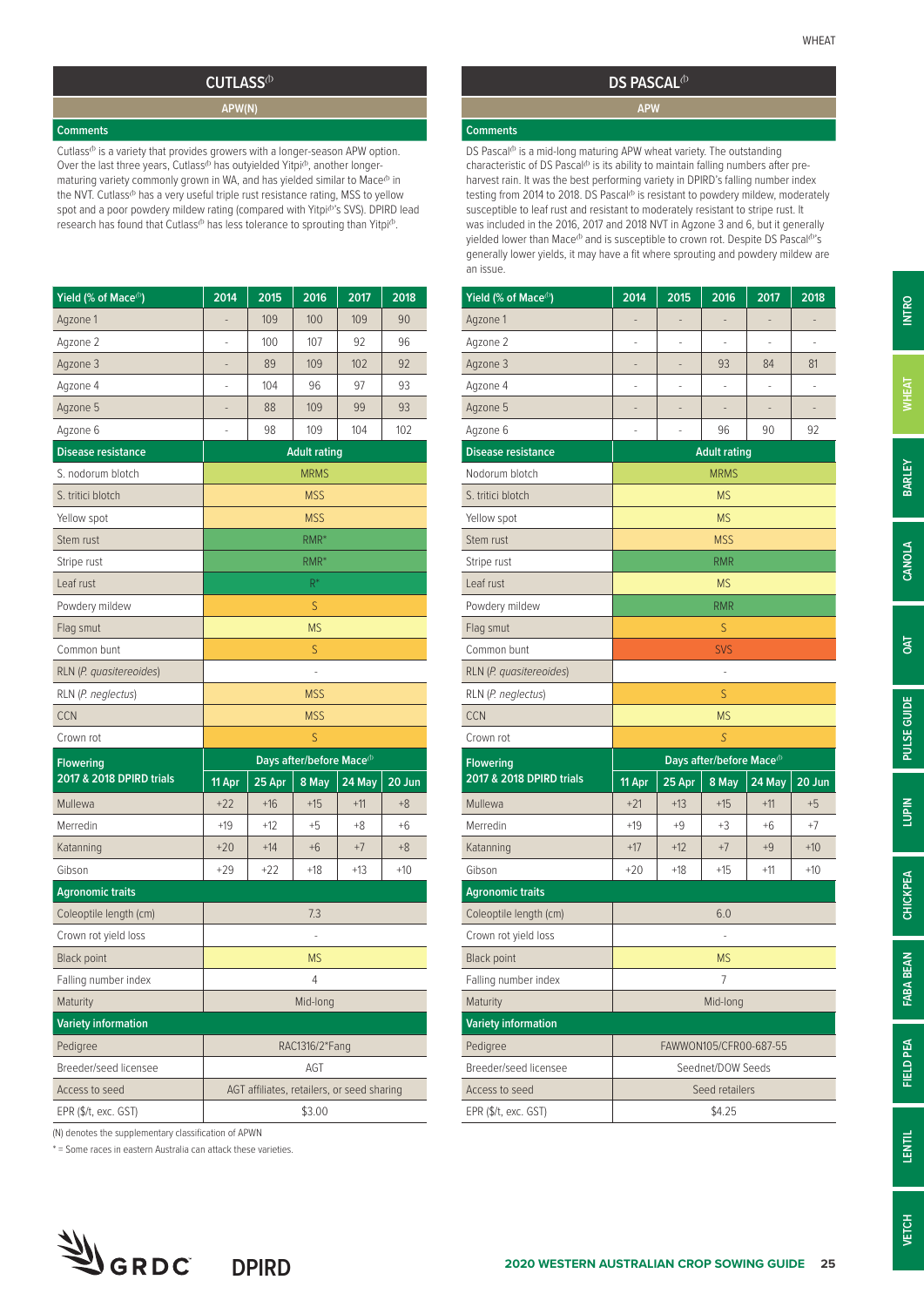## CUTLASS⁽ᵖ⁾

**APW(N)**

### Comments

Cutlass⁽ᵖ⁾ is a variety that provides growers with a longer-season APW option. Over the last three years, Cutlass⁽ᵖ⁾ has outyielded Yitpi⁽ᵖ⁾, another longer-maturing variety commonly grown in WA, and has yielded similar to Mace⁽ᵖ⁾ in the NVT. Cutlass⁽ᵖ⁾ has a very useful triple rust resistance rating, MSS to yellow spot and a poor powdery mildew rating (compared with Yitpi⁽ᵖ⁾'s SVS). DPIRD lead research has found that Cutlass⁽ᵖ⁾ has less tolerance to sprouting than Yitpi⁽ᵖ⁾.

| Yield (% of Mace⁽ᵖ⁾) | 2014 | 2015 | 2016 | 2017 | 2018 |
|---|---|---|---|---|---|
| Agzone 1 | - | 109 | 100 | 109 | 90 |
| Agzone 2 | - | 100 | 107 | 92 | 96 |
| Agzone 3 | - | 89 | 109 | 102 | 92 |
| Agzone 4 | - | 104 | 96 | 97 | 93 |
| Agzone 5 | - | 88 | 109 | 99 | 93 |
| Agzone 6 | - | 98 | 109 | 104 | 102 |
| **Disease resistance** | **Adult rating** | | | | |
| S. nodorum blotch | MRMS | | | | |
| S. tritici blotch | MSS | | | | |
| Yellow spot | MSS | | | | |
| Stem rust | RMR* | | | | |
| Stripe rust | RMR* | | | | |
| Leaf rust | R* | | | | |
| Powdery mildew | S | | | | |
| Flag smut | MS | | | | |
| Common bunt | S | | | | |
| RLN (*P. quasitereoides*) | - | | | | |
| RLN (*P. neglectus*) | MSS | | | | |
| CCN | MSS | | | | |
| Crown rot | S | | | | |
| **Flowering** 2017 & 2018 DPIRD trials | **Days after/before Mace⁽ᵖ⁾** | | | | |
| | 11 Apr | 25 Apr | 8 May | 24 May | 20 Jun |
| Mullewa | +22 | +16 | +15 | +11 | +8 |
| Merredin | +19 | +12 | +5 | +8 | +6 |
| Katanning | +20 | +14 | +6 | +7 | +8 |
| Gibson | +29 | +22 | +18 | +13 | +10 |
| **Agronomic traits** | | | | | |
| Coleoptile length (cm) | 7.3 | | | | |
| Crown rot yield loss | - | | | | |
| Black point | MS | | | | |
| Falling number index | 4 | | | | |
| Maturity | Mid-long | | | | |
| **Variety information** | | | | | |
| Pedigree | RAC1316/2*Fang | | | | |
| Breeder/seed licensee | AGT | | | | |
| Access to seed | AGT affiliates, retailers, or seed sharing | | | | |
| EPR ($/t, exc. GST) | $3.00 | | | | |

(N) denotes the supplementary classification of APWN

* = Some races in eastern Australia can attack these varieties.

## DS PASCAL⁽ᵖ⁾

**APW**

### Comments

DS Pascal⁽ᵖ⁾ is a mid-long maturing APW wheat variety. The outstanding characteristic of DS Pascal⁽ᵖ⁾ is its ability to maintain falling numbers after pre-harvest rain. It was the best performing variety in DPIRD's falling number index testing from 2014 to 2018. DS Pascal⁽ᵖ⁾ is resistant to powdery mildew, moderately susceptible to leaf rust and resistant to moderately resistant to stripe rust. It was included in the 2016, 2017 and 2018 NVT in Agzone 3 and 6, but it generally yielded lower than Mace⁽ᵖ⁾ and is susceptible to crown rot. Despite DS Pascal⁽ᵖ⁾'s generally lower yields, it may have a fit where sprouting and powdery mildew are an issue.

| Yield (% of Mace⁽ᵖ⁾) | 2014 | 2015 | 2016 | 2017 | 2018 |
|---|---|---|---|---|---|
| Agzone 1 | - | - | - | - | - |
| Agzone 2 | - | - | - | - | - |
| Agzone 3 | - | - | 93 | 84 | 81 |
| Agzone 4 | - | - | - | - | - |
| Agzone 5 | - | - | - | - | - |
| Agzone 6 | - | - | 96 | 90 | 92 |
| **Disease resistance** | **Adult rating** | | | | |
| Nodorum blotch | MRMS | | | | |
| S. tritici blotch | MS | | | | |
| Yellow spot | MS | | | | |
| Stem rust | MSS | | | | |
| Stripe rust | RMR | | | | |
| Leaf rust | MS | | | | |
| Powdery mildew | RMR | | | | |
| Flag smut | S | | | | |
| Common bunt | SVS | | | | |
| RLN (*P. quasitereoides*) | - | | | | |
| RLN (*P. neglectus*) | S | | | | |
| CCN | MS | | | | |
| Crown rot | S | | | | |
| **Flowering** 2017 & 2018 DPIRD trials | **Days after/before Mace⁽ᵖ⁾** | | | | |
| | 11 Apr | 25 Apr | 8 May | 24 May | 20 Jun |
| Mullewa | +21 | +13 | +15 | +11 | +5 |
| Merredin | +19 | +9 | +3 | +6 | +7 |
| Katanning | +17 | +12 | +7 | +9 | +10 |
| Gibson | +20 | +18 | +15 | +11 | +10 |
| **Agronomic traits** | | | | | |
| Coleoptile length (cm) | 6.0 | | | | |
| Crown rot yield loss | - | | | | |
| Black point | MS | | | | |
| Falling number index | 7 | | | | |
| Maturity | Mid-long | | | | |
| **Variety information** | | | | | |
| Pedigree | FAWWON105/CFR00-687-55 | | | | |
| Breeder/seed licensee | Seednet/DOW Seeds | | | | |
| Access to seed | Seed retailers | | | | |
| EPR ($/t, exc. GST) | $4.25 | | | | |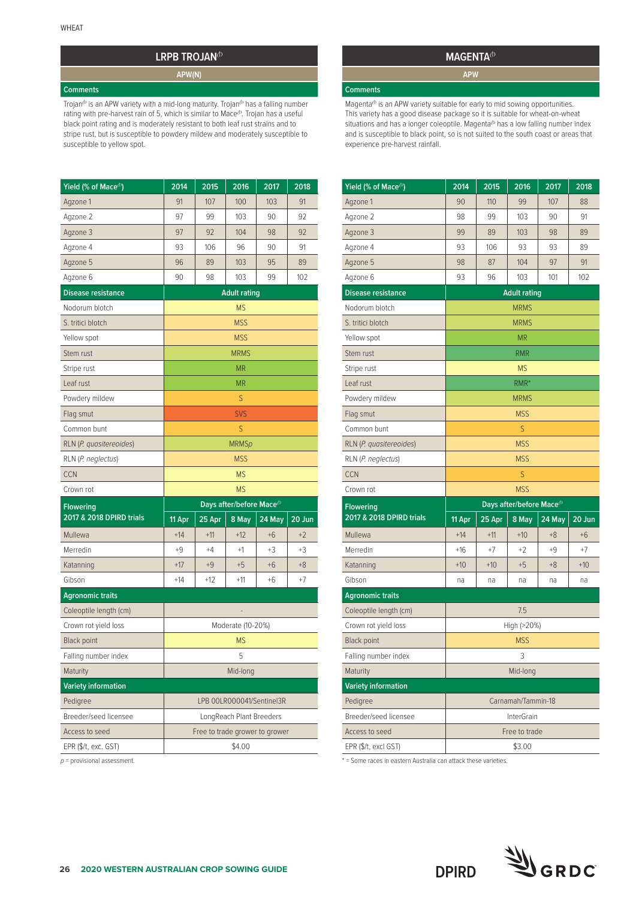## LRPB TROJAN⍀

**APW(N)**

**Comments**

Trojan⍀ is an APW variety with a mid-long maturity. Trojan⍀ has a falling number rating with pre-harvest rain of 5, which is similar to Mace⍀. Trojan has a useful black point rating and is moderately resistant to both leaf rust strains and to stripe rust, but is susceptible to powdery mildew and moderately susceptible to susceptible to yellow spot.

| Yield (% of Mace⍀) | 2014 | 2015 | 2016 | 2017 | 2018 |
|---|---|---|---|---|---|
| Agzone 1 | 91 | 107 | 100 | 103 | 91 |
| Agzone 2 | 97 | 99 | 103 | 90 | 92 |
| Agzone 3 | 97 | 92 | 104 | 98 | 92 |
| Agzone 4 | 93 | 106 | 96 | 90 | 91 |
| Agzone 5 | 96 | 89 | 103 | 95 | 89 |
| Agzone 6 | 90 | 98 | 103 | 99 | 102 |
| **Disease resistance** | **Adult rating** | | | | |
| Nodorum blotch | MS | | | | |
| S. tritici blotch | MSS | | | | |
| Yellow spot | MSS | | | | |
| Stem rust | MRMS | | | | |
| Stripe rust | MR | | | | |
| Leaf rust | MR | | | | |
| Powdery mildew | S | | | | |
| Flag smut | SVS | | | | |
| Common bunt | S | | | | |
| RLN (*P. quasitereoides*) | MRMS*p* | | | | |
| RLN (*P. neglectus*) | MSS | | | | |
| CCN | MS | | | | |
| Crown rot | MS | | | | |
| **Flowering 2017 & 2018 DPIRD trials** | **Days after/before Mace⍀** | | | | |
| | 11 Apr | 25 Apr | 8 May | 24 May | 20 Jun |
| Mullewa | +14 | +11 | +12 | +6 | +2 |
| Merredin | +9 | +4 | +1 | +3 | +3 |
| Katanning | +17 | +9 | +5 | +6 | +8 |
| Gibson | +14 | +12 | +11 | +6 | +7 |
| **Agronomic traits** | | | | | |
| Coleoptile length (cm) | - | | | | |
| Crown rot yield loss | Moderate (10-20%) | | | | |
| Black point | MS | | | | |
| Falling number index | 5 | | | | |
| Maturity | Mid-long | | | | |
| **Variety information** | | | | | |
| Pedigree | LPB 00LR000041/Sentinel3R | | | | |
| Breeder/seed licensee | LongReach Plant Breeders | | | | |
| Access to seed | Free to trade grower to grower | | | | |
| EPR ($/t, exc. GST) | $4.00 | | | | |

*p* = provisional assessment.

## MAGENTA⍀

**APW**

**Comments**

Magenta⍀ is an APW variety suitable for early to mid sowing opportunities. This variety has a good disease package so it is suitable for wheat-on-wheat situations and has a longer coleoptile. Magenta⍀ has a low falling number index and is susceptible to black point, so is not suited to the south coast or areas that experience pre-harvest rainfall.

| Yield (% of Mace⍀) | 2014 | 2015 | 2016 | 2017 | 2018 |
|---|---|---|---|---|---|
| Agzone 1 | 90 | 110 | 99 | 107 | 88 |
| Agzone 2 | 98 | 99 | 103 | 90 | 91 |
| Agzone 3 | 99 | 89 | 103 | 98 | 89 |
| Agzone 4 | 93 | 106 | 93 | 93 | 89 |
| Agzone 5 | 98 | 87 | 104 | 97 | 91 |
| Agzone 6 | 93 | 96 | 103 | 101 | 102 |
| **Disease resistance** | **Adult rating** | | | | |
| Nodorum blotch | MRMS | | | | |
| S. tritici blotch | MRMS | | | | |
| Yellow spot | MR | | | | |
| Stem rust | RMR | | | | |
| Stripe rust | MS | | | | |
| Leaf rust | RMR* | | | | |
| Powdery mildew | MRMS | | | | |
| Flag smut | MSS | | | | |
| Common bunt | S | | | | |
| RLN (*P. quasitereoides*) | MSS | | | | |
| RLN (*P. neglectus*) | MSS | | | | |
| CCN | S | | | | |
| Crown rot | MSS | | | | |
| **Flowering 2017 & 2018 DPIRD trials** | **Days after/before Mace⍀** | | | | |
| | 11 Apr | 25 Apr | 8 May | 24 May | 20 Jun |
| Mullewa | +14 | +11 | +10 | +8 | +6 |
| Merredin | +16 | +7 | +2 | +9 | +7 |
| Katanning | +10 | +10 | +5 | +8 | +10 |
| Gibson | na | na | na | na | na |
| **Agronomic traits** | | | | | |
| Coleoptile length (cm) | 7.5 | | | | |
| Crown rot yield loss | High (>20%) | | | | |
| Black point | MSS | | | | |
| Falling number index | 3 | | | | |
| Maturity | Mid-long | | | | |
| **Variety information** | | | | | |
| Pedigree | Carnamah/Tammin-18 | | | | |
| Breeder/seed licensee | InterGrain | | | | |
| Access to seed | Free to trade | | | | |
| EPR ($/t, excl GST) | $3.00 | | | | |

* = Some races in eastern Australia can attack these varieties.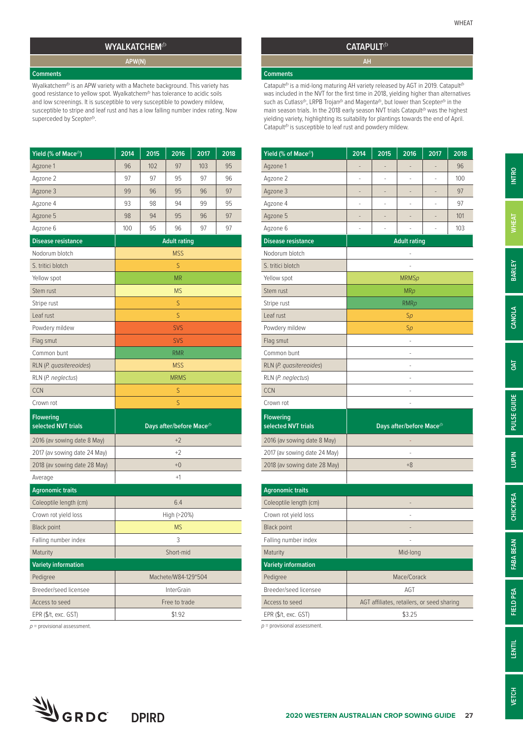## WYALKATCHEM⑉

APW(N)

**Comments**

Wyalkatchem⑉ is an APW variety with a Machete background. This variety has good resistance to yellow spot. Wyalkatchem⑉ has tolerance to acidic soils and low screenings. It is susceptible to very susceptible to powdery mildew, susceptible to stripe and leaf rust and has a low falling number index rating. Now superceded by Scepter⑉.

| Yield (% of Mace⑉) | 2014 | 2015 | 2016 | 2017 | 2018 |
|---|---|---|---|---|---|
| Agzone 1 | 96 | 102 | 97 | 103 | 95 |
| Agzone 2 | 97 | 97 | 95 | 97 | 96 |
| Agzone 3 | 99 | 96 | 95 | 96 | 97 |
| Agzone 4 | 93 | 98 | 94 | 99 | 95 |
| Agzone 5 | 98 | 94 | 95 | 96 | 97 |
| Agzone 6 | 100 | 95 | 96 | 97 | 97 |

| Disease resistance | Adult rating |
|---|---|
| Nodorum blotch | MSS |
| S. tritici blotch | S |
| Yellow spot | MR |
| Stem rust | MS |
| Stripe rust | S |
| Leaf rust | S |
| Powdery mildew | SVS |
| Flag smut | SVS |
| Common bunt | RMR |
| RLN (*P. quasitereoides*) | MSS |
| RLN (*P. neglectus*) | MRMS |
| CCN | S |
| Crown rot | S |

| Flowering selected NVT trials | Days after/before Mace⑉ |
|---|---|
| 2016 (av sowing date 8 May) | +2 |
| 2017 (av sowing date 24 May) | +2 |
| 2018 (av sowing date 28 May) | +0 |
| Average | +1 |

| Agronomic traits | |
|---|---|
| Coleoptile length (cm) | 6.4 |
| Crown rot yield loss | High (>20%) |
| Black point | MS |
| Falling number index | 3 |
| Maturity | Short-mid |

| Variety information | |
|---|---|
| Pedigree | Machete/W84-129*504 |
| Breeder/seed licensee | InterGrain |
| Access to seed | Free to trade |
| EPR ($/t, exc. GST) | $1.92 |

*p* = provisional assessment.

## CATAPULT⑉

AH

**Comments**

Catapult⑉ is a mid-long maturing AH variety released by AGT in 2019. Catapult⑉ was included in the NVT for the first time in 2018, yielding higher than alternatives such as Cutlass⑉, LRPB Trojan⑉ and Magenta⑉, but lower than Scepter⑉ in the main season trials. In the 2018 early season NVT trials Catapult⑉ was the highest yielding variety, highlighting its suitability for plantings towards the end of April. Catapult⑉ is susceptible to leaf rust and powdery mildew.

| Yield (% of Mace⑉) | 2014 | 2015 | 2016 | 2017 | 2018 |
|---|---|---|---|---|---|
| Agzone 1 | - | - | - | - | 96 |
| Agzone 2 | - | - | - | - | 100 |
| Agzone 3 | - | - | - | - | 97 |
| Agzone 4 | - | - | - | - | 97 |
| Agzone 5 | - | - | - | - | 101 |
| Agzone 6 | - | - | - | - | 103 |

| Disease resistance | Adult rating |
|---|---|
| Nodorum blotch | - |
| S. tritici blotch | - |
| Yellow spot | MRMS*p* |
| Stem rust | MR*p* |
| Stripe rust | RMR*p* |
| Leaf rust | S*p* |
| Powdery mildew | S*p* |
| Flag smut | - |
| Common bunt | - |
| RLN (*P. quasitereoides*) | - |
| RLN (*P. neglectus*) | - |
| CCN | - |
| Crown rot | - |

| Flowering selected NVT trials | Days after/before Mace⑉ |
|---|---|
| 2016 (av sowing date 8 May) | - |
| 2017 (av sowing date 24 May) | - |
| 2018 (av sowing date 28 May) | +8 |

| Agronomic traits | |
|---|---|
| Coleoptile length (cm) | - |
| Crown rot yield loss | - |
| Black point | - |
| Falling number index | - |
| Maturity | Mid-long |

| Variety information | |
|---|---|
| Pedigree | Mace/Corack |
| Breeder/seed licensee | AGT |
| Access to seed | AGT affiliates, retailers, or seed sharing |
| EPR ($/t, exc. GST) | $3.25 |

*p* = provisional assessment.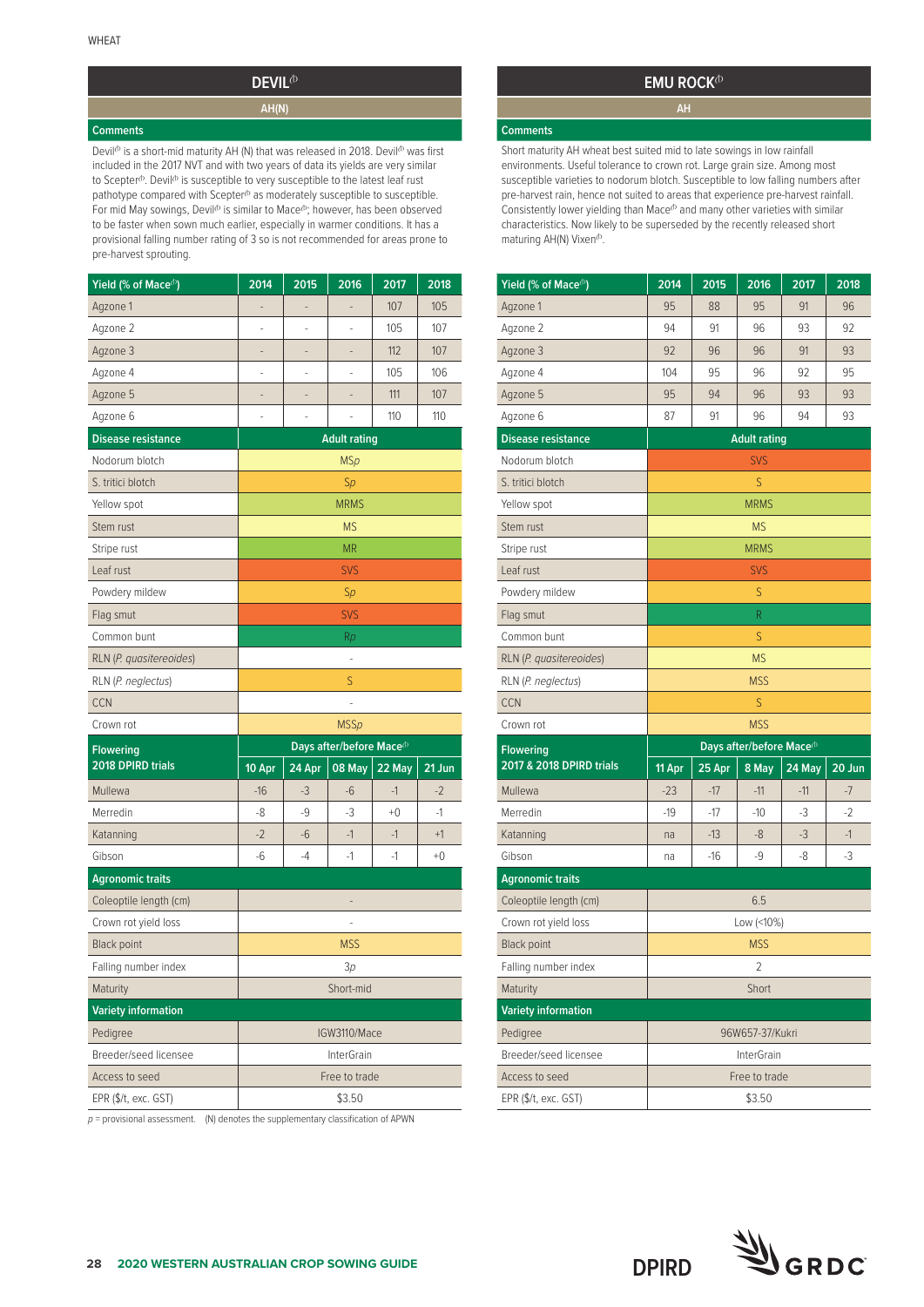## DEVIL⁽ᵈ⁾

**AH(N)**

**Comments**

Devil⁽ᵈ⁾ is a short-mid maturity AH (N) that was released in 2018. Devil⁽ᵈ⁾ was first included in the 2017 NVT and with two years of data its yields are very similar to Scepter⁽ᵈ⁾. Devil⁽ᵈ⁾ is susceptible to very susceptible to the latest leaf rust pathotype compared with Scepter⁽ᵈ⁾ as moderately susceptible to susceptible. For mid May sowings, Devil⁽ᵈ⁾ is similar to Mace⁽ᵈ⁾; however, has been observed to be faster when sown much earlier, especially in warmer conditions. It has a provisional falling number rating of 3 so is not recommended for areas prone to pre-harvest sprouting.

| Yield (% of Mace⁽ᵈ⁾) | 2014 | 2015 | 2016 | 2017 | 2018 |
|---|---|---|---|---|---|
| Agzone 1 | - | - | - | 107 | 105 |
| Agzone 2 | - | - | - | 105 | 107 |
| Agzone 3 | - | - | - | 112 | 107 |
| Agzone 4 | - | - | - | 105 | 106 |
| Agzone 5 | - | - | - | 111 | 107 |
| Agzone 6 | - | - | - | 110 | 110 |
| **Disease resistance** | **Adult rating** | | | | |
| Nodorum blotch | MS*p* | | | | |
| S. tritici blotch | S*p* | | | | |
| Yellow spot | MRMS | | | | |
| Stem rust | MS | | | | |
| Stripe rust | MR | | | | |
| Leaf rust | SVS | | | | |
| Powdery mildew | S*p* | | | | |
| Flag smut | SVS | | | | |
| Common bunt | R*p* | | | | |
| RLN (*P. quasitereoides*) | - | | | | |
| RLN (*P. neglectus*) | S | | | | |
| CCN | - | | | | |
| Crown rot | MSS*p* | | | | |
| **Flowering 2018 DPIRD trials** | **Days after/before Mace⁽ᵈ⁾** | | | | |
| | 10 Apr | 24 Apr | 08 May | 22 May | 21 Jun |
| Mullewa | -16 | -3 | -6 | -1 | -2 |
| Merredin | -8 | -9 | -3 | +0 | -1 |
| Katanning | -2 | -6 | -1 | -1 | +1 |
| Gibson | -6 | -4 | -1 | -1 | +0 |
| **Agronomic traits** | | | | | |
| Coleoptile length (cm) | - | | | | |
| Crown rot yield loss | - | | | | |
| Black point | MSS | | | | |
| Falling number index | 3*p* | | | | |
| Maturity | Short-mid | | | | |
| **Variety information** | | | | | |
| Pedigree | IGW3110/Mace | | | | |
| Breeder/seed licensee | InterGrain | | | | |
| Access to seed | Free to trade | | | | |
| EPR ($/t, exc. GST) | $3.50 | | | | |

*p* = provisional assessment. (N) denotes the supplementary classification of APWN

## EMU ROCK⁽ᵈ⁾

**AH**

**Comments**

Short maturity AH wheat best suited mid to late sowings in low rainfall environments. Useful tolerance to crown rot. Large grain size. Among most susceptible varieties to nodorum blotch. Susceptible to low falling numbers after pre-harvest rain, hence not suited to areas that experience pre-harvest rainfall. Consistently lower yielding than Mace⁽ᵈ⁾ and many other varieties with similar characteristics. Now likely to be superseded by the recently released short maturing AH(N) Vixen⁽ᵈ⁾.

| Yield (% of Mace⁽ᵈ⁾) | 2014 | 2015 | 2016 | 2017 | 2018 |
|---|---|---|---|---|---|
| Agzone 1 | 95 | 88 | 95 | 91 | 96 |
| Agzone 2 | 94 | 91 | 96 | 93 | 92 |
| Agzone 3 | 92 | 96 | 96 | 91 | 93 |
| Agzone 4 | 104 | 95 | 96 | 92 | 95 |
| Agzone 5 | 95 | 94 | 96 | 93 | 93 |
| Agzone 6 | 87 | 91 | 96 | 94 | 93 |
| **Disease resistance** | **Adult rating** | | | | |
| Nodorum blotch | SVS | | | | |
| S. tritici blotch | S | | | | |
| Yellow spot | MRMS | | | | |
| Stem rust | MS | | | | |
| Stripe rust | MRMS | | | | |
| Leaf rust | SVS | | | | |
| Powdery mildew | S | | | | |
| Flag smut | R | | | | |
| Common bunt | S | | | | |
| RLN (*P. quasitereoides*) | MS | | | | |
| RLN (*P. neglectus*) | MSS | | | | |
| CCN | S | | | | |
| Crown rot | MSS | | | | |
| **Flowering 2017 & 2018 DPIRD trials** | **Days after/before Mace⁽ᵈ⁾** | | | | |
| | 11 Apr | 25 Apr | 8 May | 24 May | 20 Jun |
| Mullewa | -23 | -17 | -11 | -11 | -7 |
| Merredin | -19 | -17 | -10 | -3 | -2 |
| Katanning | na | -13 | -8 | -3 | -1 |
| Gibson | na | -16 | -9 | -8 | -3 |
| **Agronomic traits** | | | | | |
| Coleoptile length (cm) | 6.5 | | | | |
| Crown rot yield loss | Low (<10%) | | | | |
| Black point | MSS | | | | |
| Falling number index | 2 | | | | |
| Maturity | Short | | | | |
| **Variety information** | | | | | |
| Pedigree | 96W657-37/Kukri | | | | |
| Breeder/seed licensee | InterGrain | | | | |
| Access to seed | Free to trade | | | | |
| EPR ($/t, exc. GST) | $3.50 | | | | |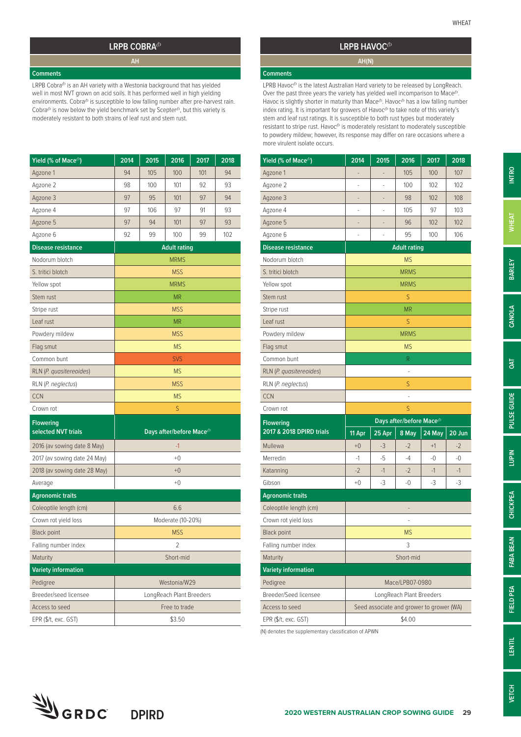## LRPB COBRA⁽ᵈ⁾

**AH**

**Comments**

LRPB Cobra⁽ᵈ⁾ is an AH variety with a Westonia background that has yielded well in most NVT grown on acid soils. It has performed well in high yielding environments. Cobra⁽ᵈ⁾ is susceptible to low falling number after pre-harvest rain. Cobra⁽ᵈ⁾ is now below the yield benchmark set by Scepter⁽ᵈ⁾, but this variety is moderately resistant to both strains of leaf rust and stem rust.

| Yield (% of Mace⁽ᵈ⁾) | 2014 | 2015 | 2016 | 2017 | 2018 |
|---|---|---|---|---|---|
| Agzone 1 | 94 | 105 | 100 | 101 | 94 |
| Agzone 2 | 98 | 100 | 101 | 92 | 93 |
| Agzone 3 | 97 | 95 | 101 | 97 | 94 |
| Agzone 4 | 97 | 106 | 97 | 91 | 93 |
| Agzone 5 | 97 | 94 | 101 | 97 | 93 |
| Agzone 6 | 92 | 99 | 100 | 99 | 102 |

| Disease resistance | Adult rating |
|---|---|
| Nodorum blotch | MRMS |
| S. tritici blotch | MSS |
| Yellow spot | MRMS |
| Stem rust | MR |
| Stripe rust | MSS |
| Leaf rust | MR |
| Powdery mildew | MSS |
| Flag smut | MS |
| Common bunt | SVS |
| RLN (*P. quasitereoides*) | MS |
| RLN (*P. neglectus*) | MSS |
| CCN | MS |
| Crown rot | S |

| Flowering selected NVT trials | Days after/before Mace⁽ᵈ⁾ |
|---|---|
| 2016 (av sowing date 8 May) | -1 |
| 2017 (av sowing date 24 May) | +0 |
| 2018 (av sowing date 28 May) | +0 |
| Average | +0 |

| Agronomic traits | |
|---|---|
| Coleoptile length (cm) | 6.6 |
| Crown rot yield loss | Moderate (10-20%) |
| Black point | MSS |
| Falling number index | 2 |
| Maturity | Short-mid |

| Variety information | |
|---|---|
| Pedigree | Westonia/W29 |
| Breeder/seed licensee | LongReach Plant Breeders |
| Access to seed | Free to trade |
| EPR ($/t, exc. GST) | $3.50 |

## LRPB HAVOC⁽ᵈ⁾

**AH(N)**

**Comments**

LPRB Havoc⁽ᵈ⁾ is the latest Australian Hard variety to be released by LongReach. Over the past three years the variety has yielded well incomparison to Mace⁽ᵈ⁾. Havoc is slightly shorter in maturity than Mace⁽ᵈ⁾. Havoc⁽ᵈ⁾ has a low falling number index rating. It is important for growers of Havoc⁽ᵈ⁾ to take note of this variety's stem and leaf rust ratings. It is susceptible to both rust types but moderately resistant to stripe rust. Havoc⁽ᵈ⁾ is moderately resistant to moderately susceptible to powdery mildew; however, its response may differ on rare occasions where a more virulent isolate occurs.

| Yield (% of Mace⁽ᵈ⁾) | 2014 | 2015 | 2016 | 2017 | 2018 |
|---|---|---|---|---|---|
| Agzone 1 | - | - | 105 | 100 | 107 |
| Agzone 2 | - | - | 100 | 102 | 102 |
| Agzone 3 | - | - | 98 | 102 | 108 |
| Agzone 4 | - | - | 105 | 97 | 103 |
| Agzone 5 | - | - | 96 | 102 | 102 |
| Agzone 6 | - | - | 95 | 100 | 106 |

| Disease resistance | Adult rating |
|---|---|
| Nodorum blotch | MS |
| S. tritici blotch | MRMS |
| Yellow spot | MRMS |
| Stem rust | S |
| Stripe rust | MR |
| Leaf rust | S |
| Powdery mildew | MRMS |
| Flag smut | MS |
| Common bunt | R |
| RLN (*P. quasitereoides*) | - |
| RLN (*P. neglectus*) | S |
| CCN | - |
| Crown rot | S |

| Flowering 2017 & 2018 DPIRD trials | Days after/before Mace⁽ᵈ⁾ | | | | |
|---|---|---|---|---|---|
| | 11 Apr | 25 Apr | 8 May | 24 May | 20 Jun |
| Mullewa | +0 | -3 | -2 | +1 | -2 |
| Merredin | -1 | -5 | -4 | -0 | -0 |
| Katanning | -2 | -1 | -2 | -1 | -1 |
| Gibson | +0 | -3 | -0 | -3 | -3 |

| Agronomic traits | |
|---|---|
| Coleoptile length (cm) | - |
| Crown rot yield loss | - |
| Black point | MS |
| Falling number index | 3 |
| Maturity | Short-mid |

| Variety information | |
|---|---|
| Pedigree | Mace/LPB07-0980 |
| Breeder/Seed licensee | LongReach Plant Breeders |
| Access to seed | Seed associate and grower to grower (WA) |
| EPR ($/t, exc. GST) | $4.00 |

(N) denotes the supplementary classification of APWN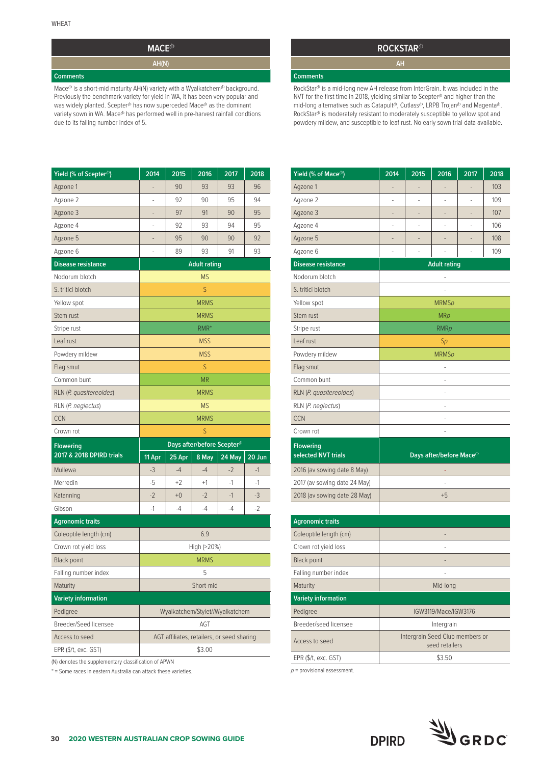## MACE⁽ᵈ⁾

**AH(N)**

### Comments

Mace⁽ᵈ⁾ is a short-mid maturity AH(N) variety with a Wyalkatchem⁽ᵈ⁾ background. Previously the benchmark variety for yield in WA, it has been very popular and was widely planted. Scepter⁽ᵈ⁾ has now superceded Mace⁽ᵈ⁾ as the dominant variety sown in WA. Mace⁽ᵈ⁾ has performed well in pre-harvest rainfall condtions due to its falling number index of 5.

| Yield (% of Scepter⁽ᵈ⁾) | 2014 | 2015 | 2016 | 2017 | 2018 |
|---|---|---|---|---|---|
| Agzone 1 | - | 90 | 93 | 93 | 96 |
| Agzone 2 | - | 92 | 90 | 95 | 94 |
| Agzone 3 | - | 97 | 91 | 90 | 95 |
| Agzone 4 | - | 92 | 93 | 94 | 95 |
| Agzone 5 | - | 95 | 90 | 90 | 92 |
| Agzone 6 | - | 89 | 93 | 91 | 93 |
| **Disease resistance** | **Adult rating** | | | | |
| Nodorum blotch | MS | | | | |
| S. tritici blotch | S | | | | |
| Yellow spot | MRMS | | | | |
| Stem rust | MRMS | | | | |
| Stripe rust | RMR* | | | | |
| Leaf rust | MSS | | | | |
| Powdery mildew | MSS | | | | |
| Flag smut | S | | | | |
| Common bunt | MR | | | | |
| RLN (*P. quasitereoides*) | MRMS | | | | |
| RLN (*P. neglectus*) | MS | | | | |
| CCN | MRMS | | | | |
| Crown rot | S | | | | |
| **Flowering 2017 & 2018 DPIRD trials** | **Days after/before Scepter⁽ᵈ⁾** | | | | |
| | **11 Apr** | **25 Apr** | **8 May** | **24 May** | **20 Jun** |
| Mullewa | -3 | -4 | -4 | -2 | -1 |
| Merredin | -5 | +2 | +1 | -1 | -1 |
| Katanning | -2 | +0 | -2 | -1 | -3 |
| Gibson | -1 | -4 | -4 | -4 | -2 |
| **Agronomic traits** | | | | | |
| Coleoptile length (cm) | 6.9 | | | | |
| Crown rot yield loss | High (>20%) | | | | |
| Black point | MRMS | | | | |
| Falling number index | 5 | | | | |
| Maturity | Short-mid | | | | |
| **Variety information** | | | | | |
| Pedigree | Wyalkatchem/Stylet//Wyalkatchem | | | | |
| Breeder/Seed licensee | AGT | | | | |
| Access to seed | AGT affiliates, retailers, or seed sharing | | | | |
| EPR ($/t, exc. GST) | $3.00 | | | | |

(N) denotes the supplementary classification of APWN

\* = Some races in eastern Australia can attack these varieties.

## ROCKSTAR⁽ᵈ⁾

**AH**

### Comments

RockStar⁽ᵈ⁾ is a mid-long new AH release from InterGrain. It was included in the NVT for the first time in 2018, yielding similar to Scepter⁽ᵈ⁾ and higher than the mid-long alternatives such as Catapult⁽ᵈ⁾, Cutlass⁽ᵈ⁾, LRPB Trojan⁽ᵈ⁾ and Magenta⁽ᵈ⁾. RockStar⁽ᵈ⁾ is moderately resistant to moderately susceptible to yellow spot and powdery mildew, and susceptible to leaf rust. No early sown trial data available.

| Yield (% of Mace⁽ᵈ⁾) | 2014 | 2015 | 2016 | 2017 | 2018 |
|---|---|---|---|---|---|
| Agzone 1 | - | - | - | - | 103 |
| Agzone 2 | - | - | - | - | 109 |
| Agzone 3 | - | - | - | - | 107 |
| Agzone 4 | - | - | - | - | 106 |
| Agzone 5 | - | - | - | - | 108 |
| Agzone 6 | - | - | - | - | 109 |
| **Disease resistance** | **Adult rating** | | | | |
| Nodorum blotch | - | | | | |
| S. tritici blotch | - | | | | |
| Yellow spot | MRMS*p* | | | | |
| Stem rust | MR*p* | | | | |
| Stripe rust | RMR*p* | | | | |
| Leaf rust | S*p* | | | | |
| Powdery mildew | MRMS*p* | | | | |
| Flag smut | - | | | | |
| Common bunt | - | | | | |
| RLN (*P. quasitereoides*) | - | | | | |
| RLN (*P. neglectus*) | - | | | | |
| CCN | - | | | | |
| Crown rot | - | | | | |
| **Flowering selected NVT trials** | **Days after/before Mace⁽ᵈ⁾** | | | | |
| 2016 (av sowing date 8 May) | - | | | | |
| 2017 (av sowing date 24 May) | - | | | | |
| 2018 (av sowing date 28 May) | +5 | | | | |
| **Agronomic traits** | | | | | |
| Coleoptile length (cm) | - | | | | |
| Crown rot yield loss | - | | | | |
| Black point | - | | | | |
| Falling number index | - | | | | |
| Maturity | Mid-long | | | | |
| **Variety information** | | | | | |
| Pedigree | IGW3119/Mace/IGW3176 | | | | |
| Breeder/seed licensee | Intergrain | | | | |
| Access to seed | Intergrain Seed Club members or seed retailers | | | | |
| EPR ($/t, exc. GST) | $3.50 | | | | |

*p* = provisional assessment.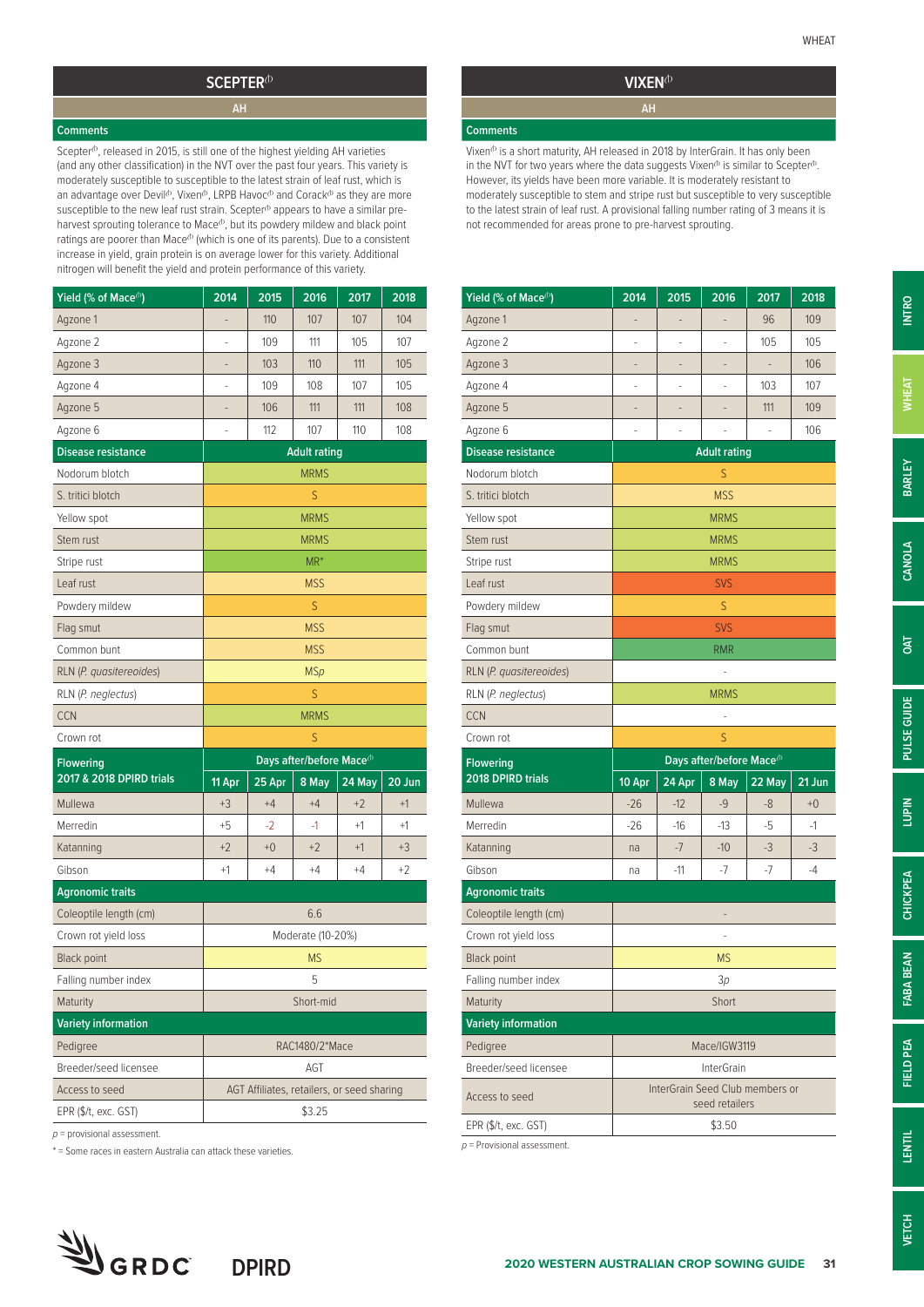## SCEPTER⁽ᵈ⁾

**AH**

**Comments**

Scepter⁽ᵈ⁾, released in 2015, is still one of the highest yielding AH varieties (and any other classification) in the NVT over the past four years. This variety is moderately susceptible to susceptible to the latest strain of leaf rust, which is an advantage over Devil⁽ᵈ⁾, Vixen⁽ᵈ⁾, LRPB Havoc⁽ᵈ⁾ and Corack⁽ᵈ⁾ as they are more susceptible to the new leaf rust strain. Scepter⁽ᵈ⁾ appears to have a similar pre-harvest sprouting tolerance to Mace⁽ᵈ⁾, but its powdery mildew and black point ratings are poorer than Mace⁽ᵈ⁾ (which is one of its parents). Due to a consistent increase in yield, grain protein is on average lower for this variety. Additional nitrogen will benefit the yield and protein performance of this variety.

| Yield (% of Mace⁽ᵈ⁾) | 2014 | 2015 | 2016 | 2017 | 2018 |
|---|---|---|---|---|---|
| Agzone 1 | - | 110 | 107 | 107 | 104 |
| Agzone 2 | - | 109 | 111 | 105 | 107 |
| Agzone 3 | - | 103 | 110 | 111 | 105 |
| Agzone 4 | - | 109 | 108 | 107 | 105 |
| Agzone 5 | - | 106 | 111 | 111 | 108 |
| Agzone 6 | - | 112 | 107 | 110 | 108 |
| **Disease resistance** | **Adult rating** | | | | |
| Nodorum blotch | MRMS | | | | |
| S. tritici blotch | S | | | | |
| Yellow spot | MRMS | | | | |
| Stem rust | MRMS | | | | |
| Stripe rust | MR* | | | | |
| Leaf rust | MSS | | | | |
| Powdery mildew | S | | | | |
| Flag smut | MSS | | | | |
| Common bunt | MSS | | | | |
| RLN (*P. quasitereoides*) | MS*p* | | | | |
| RLN (*P. neglectus*) | S | | | | |
| CCN | MRMS | | | | |
| Crown rot | S | | | | |
| **Flowering 2017 & 2018 DPIRD trials** | **Days after/before Mace⁽ᵈ⁾** | | | | |
| | **11 Apr** | **25 Apr** | **8 May** | **24 May** | **20 Jun** |
| Mullewa | +3 | +4 | +4 | +2 | +1 |
| Merredin | +5 | -2 | -1 | +1 | +1 |
| Katanning | +2 | +0 | +2 | +1 | +3 |
| Gibson | +1 | +4 | +4 | +4 | +2 |
| **Agronomic traits** | | | | | |
| Coleoptile length (cm) | 6.6 | | | | |
| Crown rot yield loss | Moderate (10-20%) | | | | |
| Black point | MS | | | | |
| Falling number index | 5 | | | | |
| Maturity | Short-mid | | | | |
| **Variety information** | | | | | |
| Pedigree | RAC1480/2*Mace | | | | |
| Breeder/seed licensee | AGT | | | | |
| Access to seed | AGT Affiliates, retailers, or seed sharing | | | | |
| EPR ($/t, exc. GST) | $3.25 | | | | |

*p* = provisional assessment.

\* = Some races in eastern Australia can attack these varieties.

## VIXEN⁽ᵈ⁾

**AH**

**Comments**

Vixen⁽ᵈ⁾ is a short maturity, AH released in 2018 by InterGrain. It has only been in the NVT for two years where the data suggests Vixen⁽ᵈ⁾ is similar to Scepter⁽ᵈ⁾. However, its yields have been more variable. It is moderately resistant to moderately susceptible to stem and stripe rust but susceptible to very susceptible to the latest strain of leaf rust. A provisional falling number rating of 3 means it is not recommended for areas prone to pre-harvest sprouting.

| Yield (% of Mace⁽ᵈ⁾) | 2014 | 2015 | 2016 | 2017 | 2018 |
|---|---|---|---|---|---|
| Agzone 1 | - | - | - | 96 | 109 |
| Agzone 2 | - | - | - | 105 | 105 |
| Agzone 3 | - | - | - | - | 106 |
| Agzone 4 | - | - | - | 103 | 107 |
| Agzone 5 | - | - | - | 111 | 109 |
| Agzone 6 | - | - | - | - | 106 |
| **Disease resistance** | **Adult rating** | | | | |
| Nodorum blotch | S | | | | |
| S. tritici blotch | MSS | | | | |
| Yellow spot | MRMS | | | | |
| Stem rust | MRMS | | | | |
| Stripe rust | MRMS | | | | |
| Leaf rust | SVS | | | | |
| Powdery mildew | S | | | | |
| Flag smut | SVS | | | | |
| Common bunt | RMR | | | | |
| RLN (*P. quasitereoides*) | - | | | | |
| RLN (*P. neglectus*) | MRMS | | | | |
| CCN | - | | | | |
| Crown rot | S | | | | |
| **Flowering 2018 DPIRD trials** | **Days after/before Mace⁽ᵈ⁾** | | | | |
| | **10 Apr** | **24 Apr** | **8 May** | **22 May** | **21 Jun** |
| Mullewa | -26 | -12 | -9 | -8 | +0 |
| Merredin | -26 | -16 | -13 | -5 | -1 |
| Katanning | na | -7 | -10 | -3 | -3 |
| Gibson | na | -11 | -7 | -7 | -4 |
| **Agronomic traits** | | | | | |
| Coleoptile length (cm) | - | | | | |
| Crown rot yield loss | - | | | | |
| Black point | MS | | | | |
| Falling number index | 3*p* | | | | |
| Maturity | Short | | | | |
| **Variety information** | | | | | |
| Pedigree | Mace/IGW3119 | | | | |
| Breeder/seed licensee | InterGrain | | | | |
| Access to seed | InterGrain Seed Club members or seed retailers | | | | |
| EPR ($/t, exc. GST) | $3.50 | | | | |

*p* = Provisional assessment.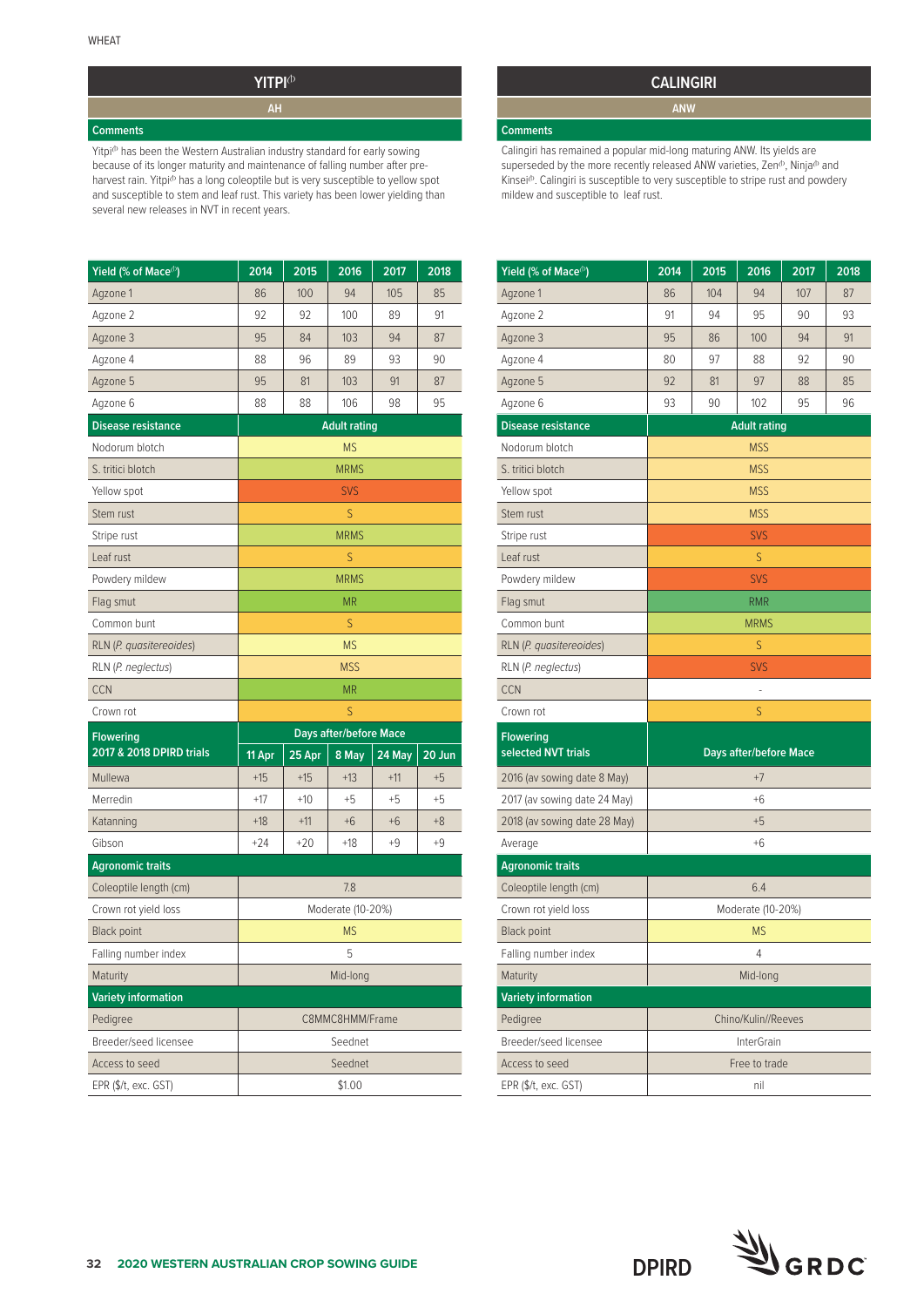## YITPI⊕

**AH**

**Comments**

Yitpi⊕ has been the Western Australian industry standard for early sowing because of its longer maturity and maintenance of falling number after pre-harvest rain. Yitpi⊕ has a long coleoptile but is very susceptible to yellow spot and susceptible to stem and leaf rust. This variety has been lower yielding than several new releases in NVT in recent years.

| Yield (% of Mace⊕) | 2014 | 2015 | 2016 | 2017 | 2018 |
|---|---|---|---|---|---|
| Agzone 1 | 86 | 100 | 94 | 105 | 85 |
| Agzone 2 | 92 | 92 | 100 | 89 | 91 |
| Agzone 3 | 95 | 84 | 103 | 94 | 87 |
| Agzone 4 | 88 | 96 | 89 | 93 | 90 |
| Agzone 5 | 95 | 81 | 103 | 91 | 87 |
| Agzone 6 | 88 | 88 | 106 | 98 | 95 |
| **Disease resistance** | **Adult rating** | | | | |
| Nodorum blotch | MS | | | | |
| S. tritici blotch | MRMS | | | | |
| Yellow spot | SVS | | | | |
| Stem rust | S | | | | |
| Stripe rust | MRMS | | | | |
| Leaf rust | S | | | | |
| Powdery mildew | MRMS | | | | |
| Flag smut | MR | | | | |
| Common bunt | S | | | | |
| RLN (*P. quasitereoides*) | MS | | | | |
| RLN (*P. neglectus*) | MSS | | | | |
| CCN | MR | | | | |
| Crown rot | S | | | | |
| **Flowering 2017 & 2018 DPIRD trials** | **Days after/before Mace** | | | | |
| | **11 Apr** | **25 Apr** | **8 May** | **24 May** | **20 Jun** |
| Mullewa | +15 | +15 | +13 | +11 | +5 |
| Merredin | +17 | +10 | +5 | +5 | +5 |
| Katanning | +18 | +11 | +6 | +6 | +8 |
| Gibson | +24 | +20 | +18 | +9 | +9 |
| **Agronomic traits** | | | | | |
| Coleoptile length (cm) | 7.8 | | | | |
| Crown rot yield loss | Moderate (10-20%) | | | | |
| Black point | MS | | | | |
| Falling number index | 5 | | | | |
| Maturity | Mid-long | | | | |
| **Variety information** | | | | | |
| Pedigree | C8MMC8HMM/Frame | | | | |
| Breeder/seed licensee | Seednet | | | | |
| Access to seed | Seednet | | | | |
| EPR ($/t, exc. GST) | $1.00 | | | | |

## CALINGIRI

**ANW**

**Comments**

Calingiri has remained a popular mid-long maturing ANW. Its yields are superseded by the more recently released ANW varieties, Zen⊕, Ninja⊕ and Kinsei⊕. Calingiri is susceptible to very susceptible to stripe rust and powdery mildew and susceptible to leaf rust.

| Yield (% of Mace⊕) | 2014 | 2015 | 2016 | 2017 | 2018 |
|---|---|---|---|---|---|
| Agzone 1 | 86 | 104 | 94 | 107 | 87 |
| Agzone 2 | 91 | 94 | 95 | 90 | 93 |
| Agzone 3 | 95 | 86 | 100 | 94 | 91 |
| Agzone 4 | 80 | 97 | 88 | 92 | 90 |
| Agzone 5 | 92 | 81 | 97 | 88 | 85 |
| Agzone 6 | 93 | 90 | 102 | 95 | 96 |
| **Disease resistance** | **Adult rating** | | | | |
| Nodorum blotch | MSS | | | | |
| S. tritici blotch | MSS | | | | |
| Yellow spot | MSS | | | | |
| Stem rust | MSS | | | | |
| Stripe rust | SVS | | | | |
| Leaf rust | S | | | | |
| Powdery mildew | SVS | | | | |
| Flag smut | RMR | | | | |
| Common bunt | MRMS | | | | |
| RLN (*P. quasitereoides*) | S | | | | |
| RLN (*P. neglectus*) | SVS | | | | |
| CCN | - | | | | |
| Crown rot | S | | | | |
| **Flowering selected NVT trials** | **Days after/before Mace** | | | | |
| 2016 (av sowing date 8 May) | +7 | | | | |
| 2017 (av sowing date 24 May) | +6 | | | | |
| 2018 (av sowing date 28 May) | +5 | | | | |
| Average | +6 | | | | |
| **Agronomic traits** | | | | | |
| Coleoptile length (cm) | 6.4 | | | | |
| Crown rot yield loss | Moderate (10-20%) | | | | |
| Black point | MS | | | | |
| Falling number index | 4 | | | | |
| Maturity | Mid-long | | | | |
| **Variety information** | | | | | |
| Pedigree | Chino/Kulin//Reeves | | | | |
| Breeder/seed licensee | InterGrain | | | | |
| Access to seed | Free to trade | | | | |
| EPR ($/t, exc. GST) | nil | | | | |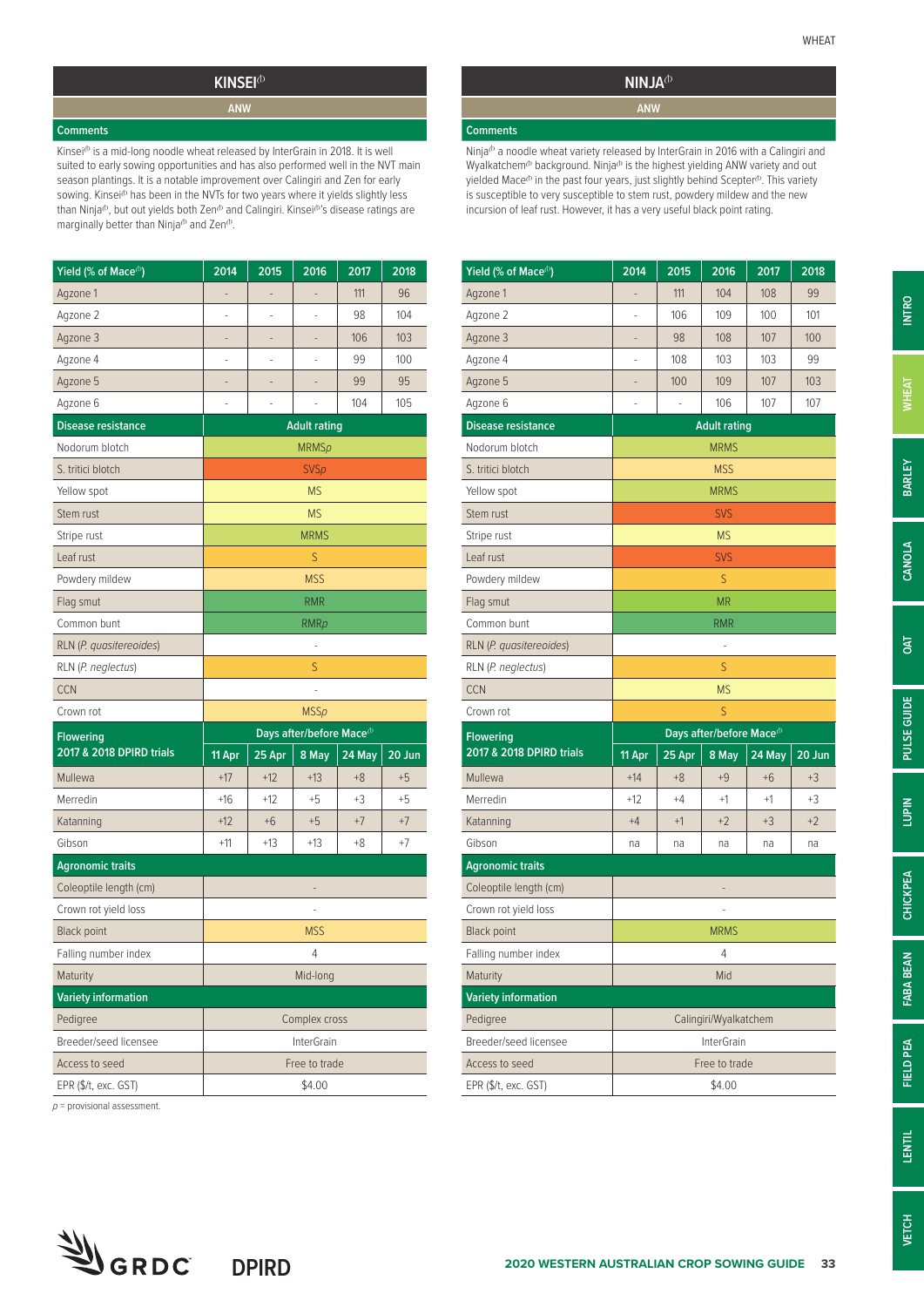## KINSEI�.

### ANW

**Comments**

Kinsei⁽ᵖ⁾ is a mid-long noodle wheat released by InterGrain in 2018. It is well suited to early sowing opportunities and has also performed well in the NVT main season plantings. It is a notable improvement over Calingiri and Zen for early sowing. Kinsei⁽ᵖ⁾ has been in the NVTs for two years where it yields slightly less than Ninja⁽ᵖ⁾, but out yields both Zen⁽ᵖ⁾ and Calingiri. Kinsei⁽ᵖ⁾'s disease ratings are marginally better than Ninja⁽ᵖ⁾ and Zen⁽ᵖ⁾.

| Yield (% of Mace⁽ᵖ⁾) | 2014 | 2015 | 2016 | 2017 | 2018 |
|---|---|---|---|---|---|
| Agzone 1 | - | - | - | 111 | 96 |
| Agzone 2 | - | - | - | 98 | 104 |
| Agzone 3 | - | - | - | 106 | 103 |
| Agzone 4 | - | - | - | 99 | 100 |
| Agzone 5 | - | - | - | 99 | 95 |
| Agzone 6 | - | - | - | 104 | 105 |
| **Disease resistance** | **Adult rating** | | | | |
| Nodorum blotch | MRMS*p* | | | | |
| S. tritici blotch | SVS*p* | | | | |
| Yellow spot | MS | | | | |
| Stem rust | MS | | | | |
| Stripe rust | MRMS | | | | |
| Leaf rust | S | | | | |
| Powdery mildew | MSS | | | | |
| Flag smut | RMR | | | | |
| Common bunt | RMR*p* | | | | |
| RLN (*P. quasitereoides*) | - | | | | |
| RLN (*P. neglectus*) | S | | | | |
| CCN | - | | | | |
| Crown rot | MSS*p* | | | | |
| **Flowering 2017 & 2018 DPIRD trials** | **Days after/before Mace⁽ᵖ⁾** | | | | |
| | **11 Apr** | **25 Apr** | **8 May** | **24 May** | **20 Jun** |
| Mullewa | +17 | +12 | +13 | +8 | +5 |
| Merredin | +16 | +12 | +5 | +3 | +5 |
| Katanning | +12 | +6 | +5 | +7 | +7 |
| Gibson | +11 | +13 | +13 | +8 | +7 |
| **Agronomic traits** | | | | | |
| Coleoptile length (cm) | - | | | | |
| Crown rot yield loss | - | | | | |
| Black point | MSS | | | | |
| Falling number index | 4 | | | | |
| Maturity | Mid-long | | | | |
| **Variety information** | | | | | |
| Pedigree | Complex cross | | | | |
| Breeder/seed licensee | InterGrain | | | | |
| Access to seed | Free to trade | | | | |
| EPR ($/t, exc. GST) | $4.00 | | | | |

*p* = provisional assessment.

## NINJA⁽ᵖ⁾

### ANW

**Comments**

Ninja⁽ᵖ⁾ a noodle wheat variety released by InterGrain in 2016 with a Calingiri and Wyalkatchem⁽ᵖ⁾ background. Ninja⁽ᵖ⁾ is the highest yielding ANW variety and out yielded Mace⁽ᵖ⁾ in the past four years, just slightly behind Scepter⁽ᵖ⁾. This variety is susceptible to very susceptible to stem rust, powdery mildew and the new incursion of leaf rust. However, it has a very useful black point rating.

| Yield (% of Mace⁽ᵖ⁾) | 2014 | 2015 | 2016 | 2017 | 2018 |
|---|---|---|---|---|---|
| Agzone 1 | - | 111 | 104 | 108 | 99 |
| Agzone 2 | - | 106 | 109 | 100 | 101 |
| Agzone 3 | - | 98 | 108 | 107 | 100 |
| Agzone 4 | - | 108 | 103 | 103 | 99 |
| Agzone 5 | - | 100 | 109 | 107 | 103 |
| Agzone 6 | - | - | 106 | 107 | 107 |
| **Disease resistance** | **Adult rating** | | | | |
| Nodorum blotch | MRMS | | | | |
| S. tritici blotch | MSS | | | | |
| Yellow spot | MRMS | | | | |
| Stem rust | SVS | | | | |
| Stripe rust | MS | | | | |
| Leaf rust | SVS | | | | |
| Powdery mildew | S | | | | |
| Flag smut | MR | | | | |
| Common bunt | RMR | | | | |
| RLN (*P. quasitereoides*) | - | | | | |
| RLN (*P. neglectus*) | S | | | | |
| CCN | MS | | | | |
| Crown rot | S | | | | |
| **Flowering 2017 & 2018 DPIRD trials** | **Days after/before Mace⁽ᵖ⁾** | | | | |
| | **11 Apr** | **25 Apr** | **8 May** | **24 May** | **20 Jun** |
| Mullewa | +14 | +8 | +9 | +6 | +3 |
| Merredin | +12 | +4 | +1 | +1 | +3 |
| Katanning | +4 | +1 | +2 | +3 | +2 |
| Gibson | na | na | na | na | na |
| **Agronomic traits** | | | | | |
| Coleoptile length (cm) | - | | | | |
| Crown rot yield loss | - | | | | |
| Black point | MRMS | | | | |
| Falling number index | 4 | | | | |
| Maturity | Mid | | | | |
| **Variety information** | | | | | |
| Pedigree | Calingiri/Wyalkatchem | | | | |
| Breeder/seed licensee | InterGrain | | | | |
| Access to seed | Free to trade | | | | |
| EPR ($/t, exc. GST) | $4.00 | | | | |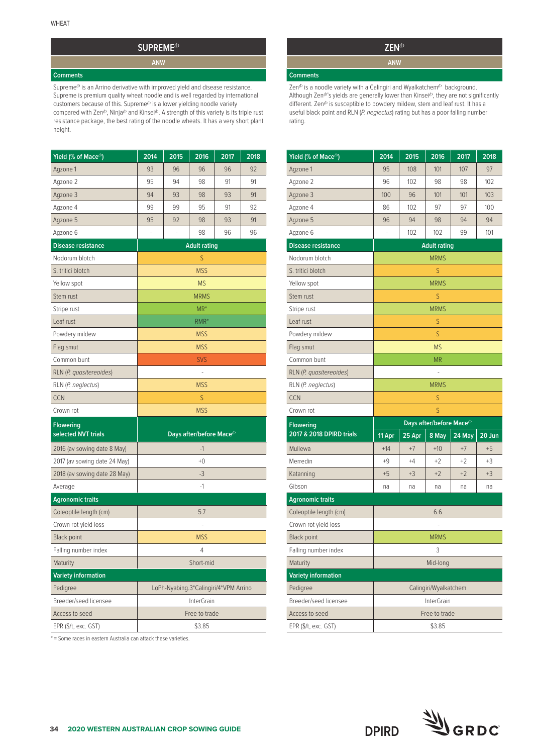## SUPREME⑮

**ANW**

**Comments**

Supreme⑮ is an Arrino derivative with improved yield and disease resistance. Supreme is premium quality wheat noodle and is well regarded by international customers because of this. Supreme⑮ is a lower yielding noodle variety compared with Zen⑮, Ninja⑮ and Kinsei⑮. A strength of this variety is its triple rust resistance package, the best rating of the noodle wheats. It has a very short plant height.

| Yield (% of Mace⑮) | 2014 | 2015 | 2016 | 2017 | 2018 |
|---|---|---|---|---|---|
| Agzone 1 | 93 | 96 | 96 | 96 | 92 |
| Agzone 2 | 95 | 94 | 98 | 91 | 91 |
| Agzone 3 | 94 | 93 | 98 | 93 | 91 |
| Agzone 4 | 99 | 99 | 95 | 91 | 92 |
| Agzone 5 | 95 | 92 | 98 | 93 | 91 |
| Agzone 6 | - | - | 98 | 96 | 96 |
| **Disease resistance** | **Adult rating** | | | | |
| Nodorum blotch | S | | | | |
| S. tritici blotch | MSS | | | | |
| Yellow spot | MS | | | | |
| Stem rust | MRMS | | | | |
| Stripe rust | MR* | | | | |
| Leaf rust | RMR* | | | | |
| Powdery mildew | MSS | | | | |
| Flag smut | MSS | | | | |
| Common bunt | SVS | | | | |
| RLN (*P. quasitereoides*) | - | | | | |
| RLN (*P. neglectus*) | MSS | | | | |
| CCN | S | | | | |
| Crown rot | MSS | | | | |
| **Flowering selected NVT trials** | **Days after/before Mace⑮** | | | | |
| 2016 (av sowing date 8 May) | -1 | | | | |
| 2017 (av sowing date 24 May) | +0 | | | | |
| 2018 (av sowing date 28 May) | -3 | | | | |
| Average | -1 | | | | |
| **Agronomic traits** | | | | | |
| Coleoptile length (cm) | 5.7 | | | | |
| Crown rot yield loss | - | | | | |
| Black point | MSS | | | | |
| Falling number index | 4 | | | | |
| Maturity | Short-mid | | | | |
| **Variety information** | | | | | |
| Pedigree | LoPh-Nyabing.3*Calingiri/4*VPM Arrino | | | | |
| Breeder/seed licensee | InterGrain | | | | |
| Access to seed | Free to trade | | | | |
| EPR ($/t, exc. GST) | $3.85 | | | | |

* = Some races in eastern Australia can attack these varieties.

## ZEN⑮

**ANW**

**Comments**

Zen⑮ is a noodle variety with a Calingiri and Wyalkatchem⑮ background. Although Zen⑮'s yields are generally lower than Kinsei⑮, they are not significantly different. Zen⑮ is susceptible to powdery mildew, stem and leaf rust. It has a useful black point and RLN (*P. neglectus*) rating but has a poor falling number rating.

| Yield (% of Mace⑮) | 2014 | 2015 | 2016 | 2017 | 2018 |
|---|---|---|---|---|---|
| Agzone 1 | 95 | 108 | 101 | 107 | 97 |
| Agzone 2 | 96 | 102 | 98 | 98 | 102 |
| Agzone 3 | 100 | 96 | 101 | 101 | 103 |
| Agzone 4 | 86 | 102 | 97 | 97 | 100 |
| Agzone 5 | 96 | 94 | 98 | 94 | 94 |
| Agzone 6 | - | 102 | 102 | 99 | 101 |
| **Disease resistance** | **Adult rating** | | | | |
| Nodorum blotch | MRMS | | | | |
| S. tritici blotch | S | | | | |
| Yellow spot | MRMS | | | | |
| Stem rust | S | | | | |
| Stripe rust | MRMS | | | | |
| Leaf rust | S | | | | |
| Powdery mildew | S | | | | |
| Flag smut | MS | | | | |
| Common bunt | MR | | | | |
| RLN (*P. quasitereoides*) | - | | | | |
| RLN (*P. neglectus*) | MRMS | | | | |
| CCN | S | | | | |
| Crown rot | S | | | | |
| **Flowering 2017 & 2018 DPIRD trials** | **Days after/before Mace⑮** | | | | |
| | **11 Apr** | **25 Apr** | **8 May** | **24 May** | **20 Jun** |
| Mullewa | +14 | +7 | +10 | +7 | +5 |
| Merredin | +9 | +4 | +2 | +2 | +3 |
| Katanning | +5 | +3 | +2 | +2 | +3 |
| Gibson | na | na | na | na | na |
| **Agronomic traits** | | | | | |
| Coleoptile length (cm) | 6.6 | | | | |
| Crown rot yield loss | - | | | | |
| Black point | MRMS | | | | |
| Falling number index | 3 | | | | |
| Maturity | Mid-long | | | | |
| **Variety information** | | | | | |
| Pedigree | Calingiri/Wyalkatchem | | | | |
| Breeder/seed licensee | InterGrain | | | | |
| Access to seed | Free to trade | | | | |
| EPR ($/t, exc. GST) | $3.85 | | | | |